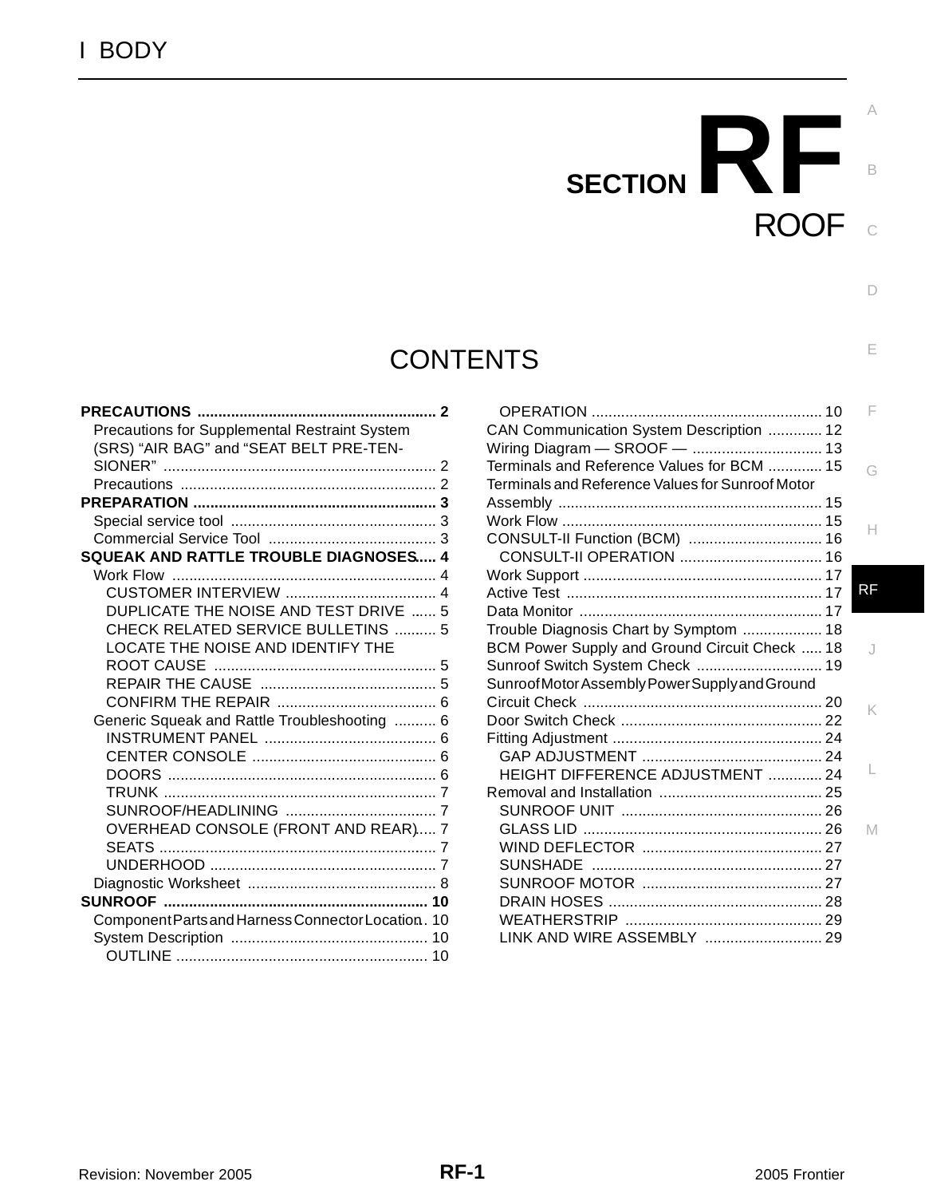I BODY

# SECTION RF

# ROOF

## CONTENTS

**PRECAUTIONS** .......... 2
- Precautions for Supplemental Restraint System (SRS) "AIR BAG" and "SEAT BELT PRE-TENSIONER" .......... 2
- Precautions .......... 2

**PREPARATION** .......... 3
- Special service tool .......... 3
- Commercial Service Tool .......... 3

**SQUEAK AND RATTLE TROUBLE DIAGNOSES** .......... 4
- Work Flow .......... 4
  - CUSTOMER INTERVIEW .......... 4
  - DUPLICATE THE NOISE AND TEST DRIVE .......... 5
  - CHECK RELATED SERVICE BULLETINS .......... 5
  - LOCATE THE NOISE AND IDENTIFY THE ROOT CAUSE .......... 5
  - REPAIR THE CAUSE .......... 5
  - CONFIRM THE REPAIR .......... 6
- Generic Squeak and Rattle Troubleshooting .......... 6
  - INSTRUMENT PANEL .......... 6
  - CENTER CONSOLE .......... 6
  - DOORS .......... 6
  - TRUNK .......... 7
  - SUNROOF/HEADLINING .......... 7
  - OVERHEAD CONSOLE (FRONT AND REAR) .......... 7
  - SEATS .......... 7
  - UNDERHOOD .......... 7
- Diagnostic Worksheet .......... 8

**SUNROOF** .......... 10
- Component Parts and Harness Connector Location .......... 10
- System Description .......... 10
  - OUTLINE .......... 10
  - OPERATION .......... 10
- CAN Communication System Description .......... 12
- Wiring Diagram — SROOF — .......... 13
- Terminals and Reference Values for BCM .......... 15
- Terminals and Reference Values for Sunroof Motor Assembly .......... 15
- Work Flow .......... 15
- CONSULT-II Function (BCM) .......... 16
  - CONSULT-II OPERATION .......... 16
- Work Support .......... 17
- Active Test .......... 17
- Data Monitor .......... 17
- Trouble Diagnosis Chart by Symptom .......... 18
- BCM Power Supply and Ground Circuit Check .......... 18
- Sunroof Switch System Check .......... 19
- Sunroof Motor Assembly Power Supply and Ground Circuit Check .......... 20
- Door Switch Check .......... 22
- Fitting Adjustment .......... 24
  - GAP ADJUSTMENT .......... 24
  - HEIGHT DIFFERENCE ADJUSTMENT .......... 24
- Removal and Installation .......... 25
  - SUNROOF UNIT .......... 26
  - GLASS LID .......... 26
  - WIND DEFLECTOR .......... 27
  - SUNSHADE .......... 27
  - SUNROOF MOTOR .......... 27
  - DRAIN HOSES .......... 28
  - WEATHERSTRIP .......... 29
  - LINK AND WIRE ASSEMBLY .......... 29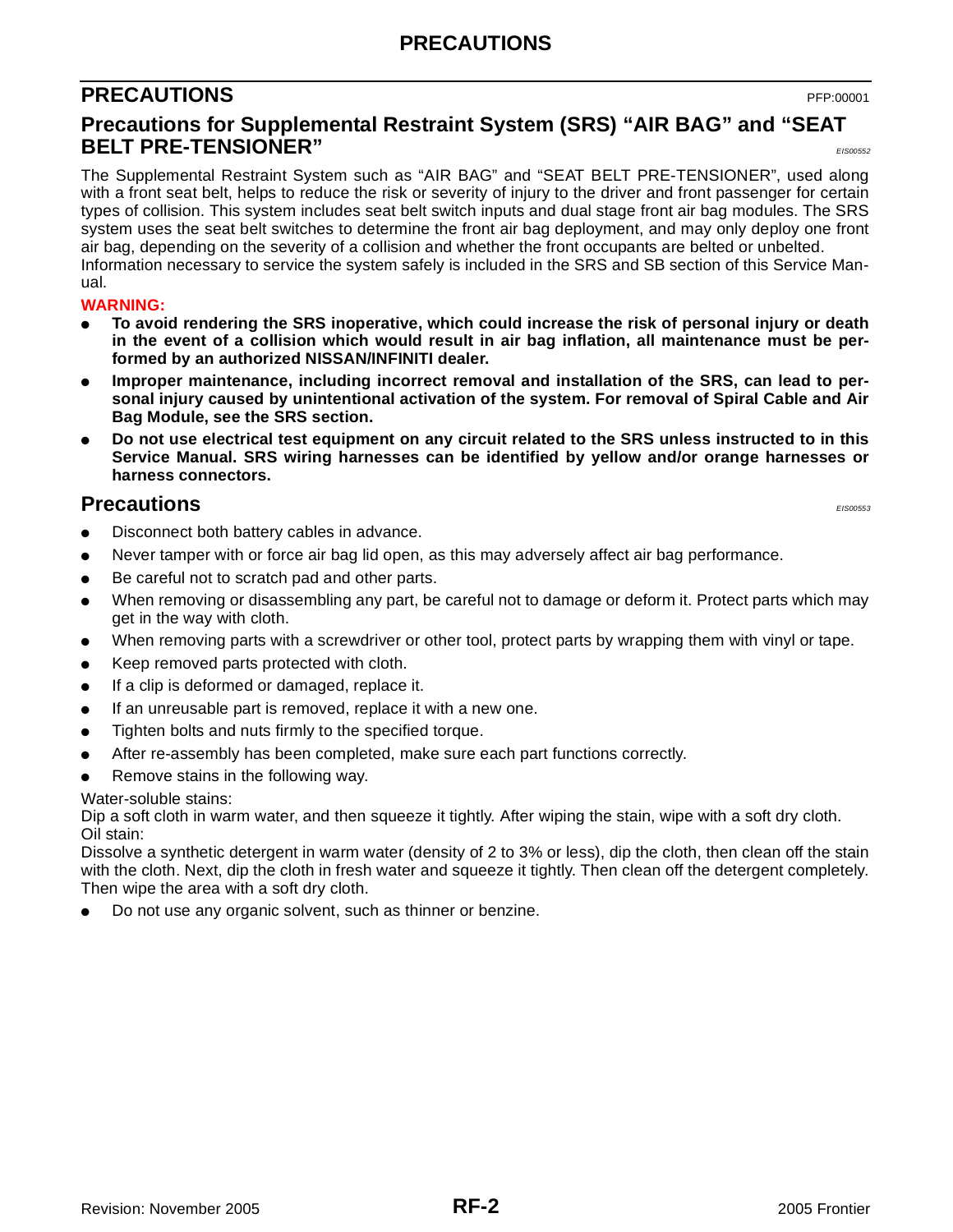# PRECAUTIONS

PFP:00001

## Precautions for Supplemental Restraint System (SRS) “AIR BAG” and “SEAT BELT PRE-TENSIONER”

*EIS00552*

The Supplemental Restraint System such as “AIR BAG” and “SEAT BELT PRE-TENSIONER”, used along with a front seat belt, helps to reduce the risk or severity of injury to the driver and front passenger for certain types of collision. This system includes seat belt switch inputs and dual stage front air bag modules. The SRS system uses the seat belt switches to determine the front air bag deployment, and may only deploy one front air bag, depending on the severity of a collision and whether the front occupants are belted or unbelted.
Information necessary to service the system safely is included in the SRS and SB section of this Service Manual.

**WARNING:**

- **To avoid rendering the SRS inoperative, which could increase the risk of personal injury or death in the event of a collision which would result in air bag inflation, all maintenance must be performed by an authorized NISSAN/INFINITI dealer.**
- **Improper maintenance, including incorrect removal and installation of the SRS, can lead to personal injury caused by unintentional activation of the system. For removal of Spiral Cable and Air Bag Module, see the SRS section.**
- **Do not use electrical test equipment on any circuit related to the SRS unless instructed to in this Service Manual. SRS wiring harnesses can be identified by yellow and/or orange harnesses or harness connectors.**

## Precautions

*EIS00553*

- Disconnect both battery cables in advance.
- Never tamper with or force air bag lid open, as this may adversely affect air bag performance.
- Be careful not to scratch pad and other parts.
- When removing or disassembling any part, be careful not to damage or deform it. Protect parts which may get in the way with cloth.
- When removing parts with a screwdriver or other tool, protect parts by wrapping them with vinyl or tape.
- Keep removed parts protected with cloth.
- If a clip is deformed or damaged, replace it.
- If an unreusable part is removed, replace it with a new one.
- Tighten bolts and nuts firmly to the specified torque.
- After re-assembly has been completed, make sure each part functions correctly.
- Remove stains in the following way.

Water-soluble stains:
Dip a soft cloth in warm water, and then squeeze it tightly. After wiping the stain, wipe with a soft dry cloth.
Oil stain:
Dissolve a synthetic detergent in warm water (density of 2 to 3% or less), dip the cloth, then clean off the stain with the cloth. Next, dip the cloth in fresh water and squeeze it tightly. Then clean off the detergent completely. Then wipe the area with a soft dry cloth.

- Do not use any organic solvent, such as thinner or benzine.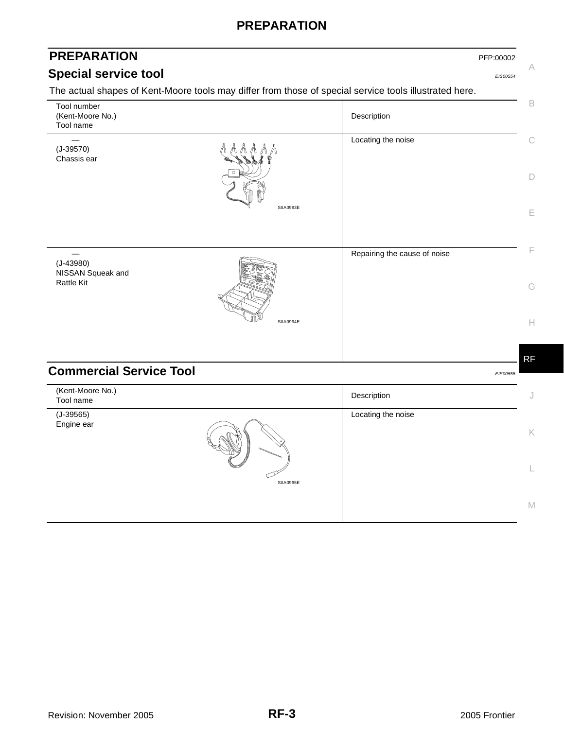# PREPARATION

PFP:00002

## Special service tool

EIS00554

The actual shapes of Kent-Moore tools may differ from those of special service tools illustrated here.

| Tool number<br>(Kent-Moore No.)<br>Tool name | Description |
|---|---|
| —<br>(J-39570)<br>Chassis ear<br>SIIA0993E | Locating the noise |
| —<br>(J-43980)<br>NISSAN Squeak and Rattle Kit<br>SIIA0994E | Repairing the cause of noise |

## Commercial Service Tool

EIS00555

| (Kent-Moore No.)<br>Tool name | Description |
|---|---|
| (J-39565)<br>Engine ear<br>SIIA0995E | Locating the noise |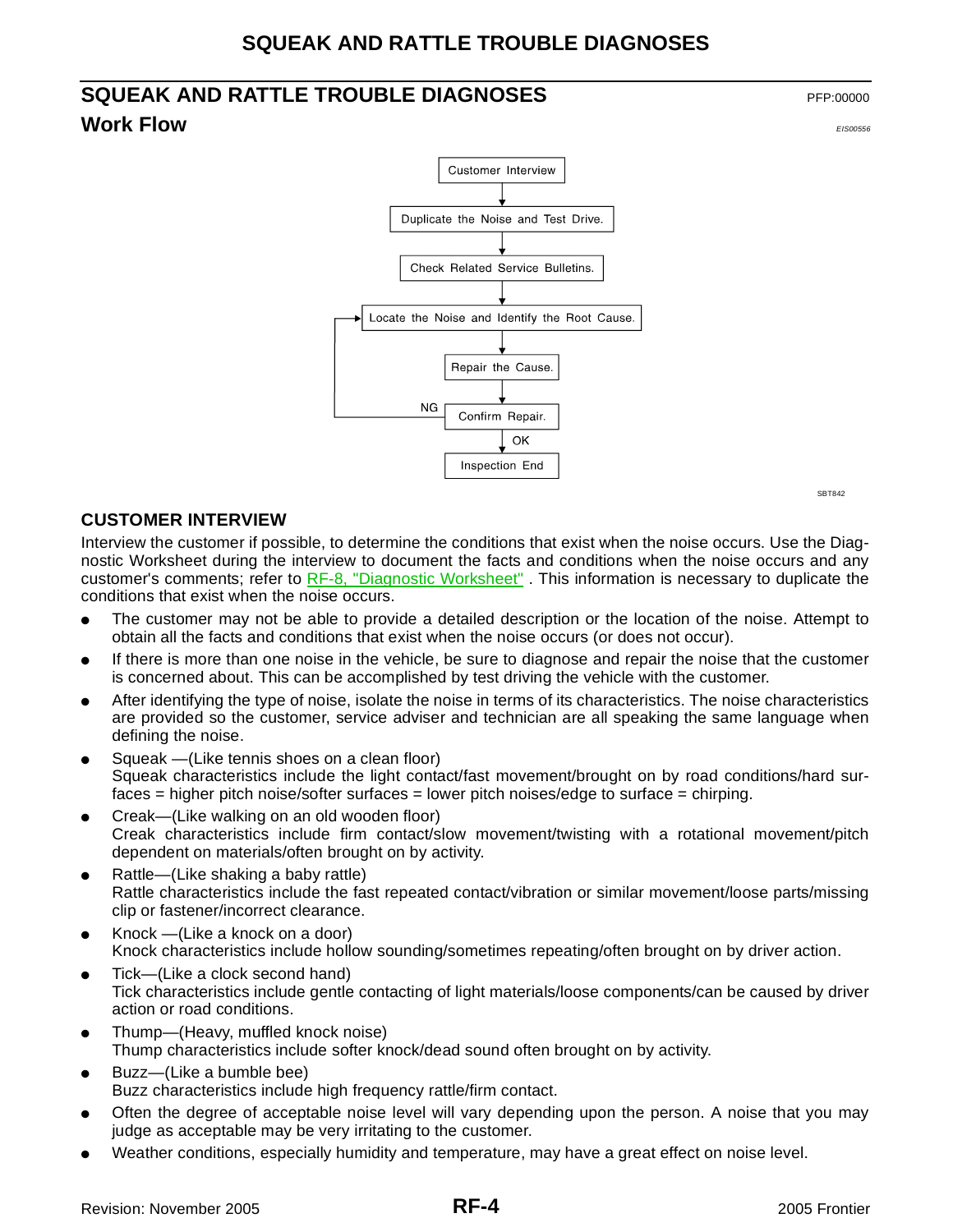# SQUEAK AND RATTLE TROUBLE DIAGNOSES

PFP:00000

## Work Flow

EIS00556

Customer Interview → Duplicate the Noise and Test Drive. → Check Related Service Bulletins. → Locate the Noise and Identify the Root Cause. → Repair the Cause. → Confirm Repair. → (OK) Inspection End

Confirm Repair. → (NG) → Locate the Noise and Identify the Root Cause.

SBT842

### CUSTOMER INTERVIEW

Interview the customer if possible, to determine the conditions that exist when the noise occurs. Use the Diagnostic Worksheet during the interview to document the facts and conditions when the noise occurs and any customer's comments; refer to RF-8, "Diagnostic Worksheet" . This information is necessary to duplicate the conditions that exist when the noise occurs.

- The customer may not be able to provide a detailed description or the location of the noise. Attempt to obtain all the facts and conditions that exist when the noise occurs (or does not occur).
- If there is more than one noise in the vehicle, be sure to diagnose and repair the noise that the customer is concerned about. This can be accomplished by test driving the vehicle with the customer.
- After identifying the type of noise, isolate the noise in terms of its characteristics. The noise characteristics are provided so the customer, service adviser and technician are all speaking the same language when defining the noise.
- Squeak —(Like tennis shoes on a clean floor)
  Squeak characteristics include the light contact/fast movement/brought on by road conditions/hard surfaces = higher pitch noise/softer surfaces = lower pitch noises/edge to surface = chirping.
- Creak—(Like walking on an old wooden floor)
  Creak characteristics include firm contact/slow movement/twisting with a rotational movement/pitch dependent on materials/often brought on by activity.
- Rattle—(Like shaking a baby rattle)
  Rattle characteristics include the fast repeated contact/vibration or similar movement/loose parts/missing clip or fastener/incorrect clearance.
- Knock —(Like a knock on a door)
  Knock characteristics include hollow sounding/sometimes repeating/often brought on by driver action.
- Tick—(Like a clock second hand)
  Tick characteristics include gentle contacting of light materials/loose components/can be caused by driver action or road conditions.
- Thump—(Heavy, muffled knock noise)
  Thump characteristics include softer knock/dead sound often brought on by activity.
- Buzz—(Like a bumble bee)
  Buzz characteristics include high frequency rattle/firm contact.
- Often the degree of acceptable noise level will vary depending upon the person. A noise that you may judge as acceptable may be very irritating to the customer.
- Weather conditions, especially humidity and temperature, may have a great effect on noise level.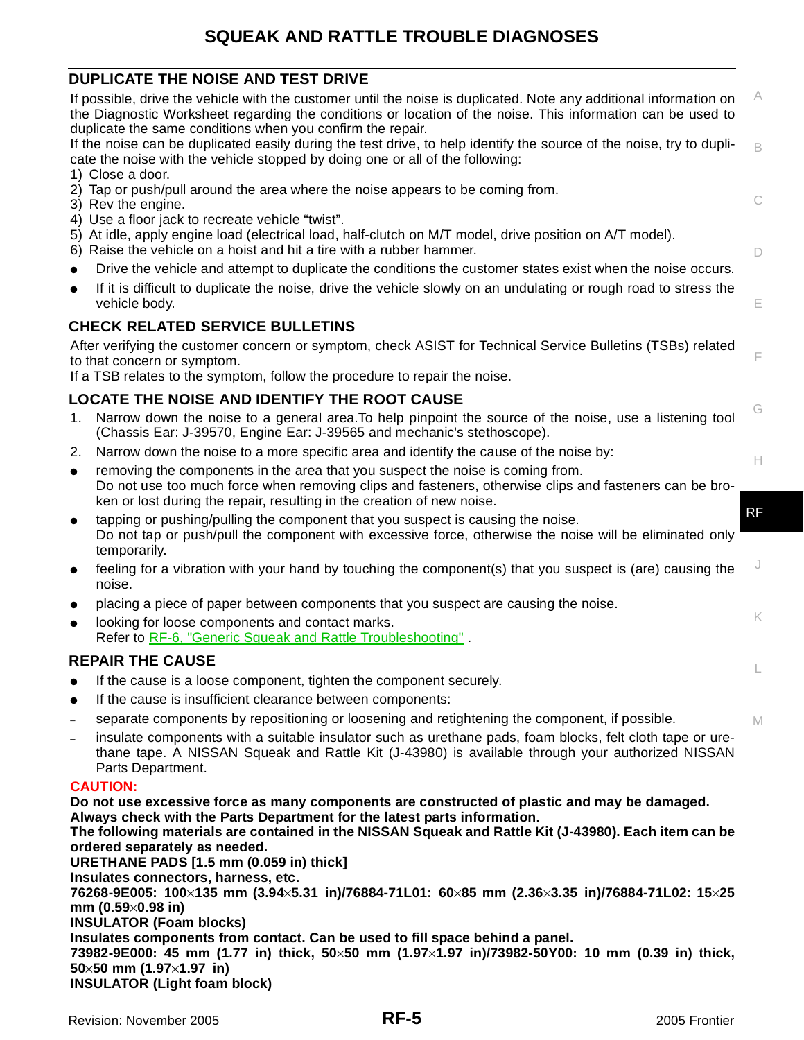## DUPLICATE THE NOISE AND TEST DRIVE

If possible, drive the vehicle with the customer until the noise is duplicated. Note any additional information on the Diagnostic Worksheet regarding the conditions or location of the noise. This information can be used to duplicate the same conditions when you confirm the repair.

If the noise can be duplicated easily during the test drive, to help identify the source of the noise, try to duplicate the noise with the vehicle stopped by doing one or all of the following:

1) Close a door.
2) Tap or push/pull around the area where the noise appears to be coming from.
3) Rev the engine.
4) Use a floor jack to recreate vehicle "twist".
5) At idle, apply engine load (electrical load, half-clutch on M/T model, drive position on A/T model).
6) Raise the vehicle on a hoist and hit a tire with a rubber hammer.

- Drive the vehicle and attempt to duplicate the conditions the customer states exist when the noise occurs.
- If it is difficult to duplicate the noise, drive the vehicle slowly on an undulating or rough road to stress the vehicle body.

## CHECK RELATED SERVICE BULLETINS

After verifying the customer concern or symptom, check ASIST for Technical Service Bulletins (TSBs) related to that concern or symptom.

If a TSB relates to the symptom, follow the procedure to repair the noise.

## LOCATE THE NOISE AND IDENTIFY THE ROOT CAUSE

1. Narrow down the noise to a general area.To help pinpoint the source of the noise, use a listening tool (Chassis Ear: J-39570, Engine Ear: J-39565 and mechanic's stethoscope).
2. Narrow down the noise to a more specific area and identify the cause of the noise by:

- removing the components in the area that you suspect the noise is coming from.
  Do not use too much force when removing clips and fasteners, otherwise clips and fasteners can be broken or lost during the repair, resulting in the creation of new noise.
- tapping or pushing/pulling the component that you suspect is causing the noise.
  Do not tap or push/pull the component with excessive force, otherwise the noise will be eliminated only temporarily.
- feeling for a vibration with your hand by touching the component(s) that you suspect is (are) causing the noise.
- placing a piece of paper between components that you suspect are causing the noise.
- looking for loose components and contact marks.
  Refer to RF-6, "Generic Squeak and Rattle Troubleshooting" .

## REPAIR THE CAUSE

- If the cause is a loose component, tighten the component securely.
- If the cause is insufficient clearance between components:
  - separate components by repositioning or loosening and retightening the component, if possible.
  - insulate components with a suitable insulator such as urethane pads, foam blocks, felt cloth tape or urethane tape. A NISSAN Squeak and Rattle Kit (J-43980) is available through your authorized NISSAN Parts Department.

**CAUTION:**

**Do not use excessive force as many components are constructed of plastic and may be damaged.**
**Always check with the Parts Department for the latest parts information.**
**The following materials are contained in the NISSAN Squeak and Rattle Kit (J-43980). Each item can be ordered separately as needed.**

**URETHANE PADS [1.5 mm (0.059 in) thick]**
**Insulates connectors, harness, etc.**
**76268-9E005: 100×135 mm (3.94×5.31 in)/76884-71L01: 60×85 mm (2.36×3.35 in)/76884-71L02: 15×25 mm (0.59×0.98 in)**

**INSULATOR (Foam blocks)**
**Insulates components from contact. Can be used to fill space behind a panel.**
**73982-9E000: 45 mm (1.77 in) thick, 50×50 mm (1.97×1.97 in)/73982-50Y00: 10 mm (0.39 in) thick, 50×50 mm (1.97×1.97 in)**

**INSULATOR (Light foam block)**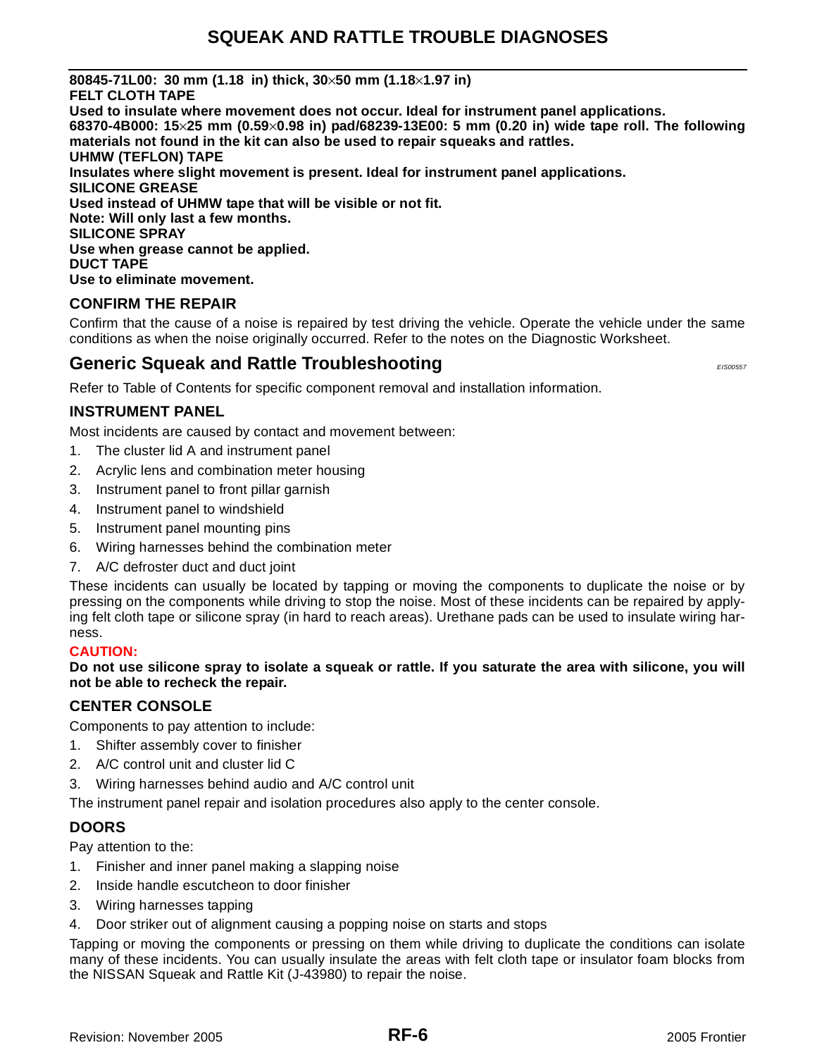**80845-71L00: 30 mm (1.18 in) thick, 30×50 mm (1.18×1.97 in)**
**FELT CLOTH TAPE**
**Used to insulate where movement does not occur. Ideal for instrument panel applications.**
**68370-4B000: 15×25 mm (0.59×0.98 in) pad/68239-13E00: 5 mm (0.20 in) wide tape roll. The following materials not found in the kit can also be used to repair squeaks and rattles.**
**UHMW (TEFLON) TAPE**
**Insulates where slight movement is present. Ideal for instrument panel applications.**
**SILICONE GREASE**
**Used instead of UHMW tape that will be visible or not fit.**
**Note: Will only last a few months.**
**SILICONE SPRAY**
**Use when grease cannot be applied.**
**DUCT TAPE**
**Use to eliminate movement.**

### CONFIRM THE REPAIR

Confirm that the cause of a noise is repaired by test driving the vehicle. Operate the vehicle under the same conditions as when the noise originally occurred. Refer to the notes on the Diagnostic Worksheet.

## Generic Squeak and Rattle Troubleshooting

*EIS00557*

Refer to Table of Contents for specific component removal and installation information.

### INSTRUMENT PANEL

Most incidents are caused by contact and movement between:

1. The cluster lid A and instrument panel
2. Acrylic lens and combination meter housing
3. Instrument panel to front pillar garnish
4. Instrument panel to windshield
5. Instrument panel mounting pins
6. Wiring harnesses behind the combination meter
7. A/C defroster duct and duct joint

These incidents can usually be located by tapping or moving the components to duplicate the noise or by pressing on the components while driving to stop the noise. Most of these incidents can be repaired by applying felt cloth tape or silicone spray (in hard to reach areas). Urethane pads can be used to insulate wiring harness.

**CAUTION:**
**Do not use silicone spray to isolate a squeak or rattle. If you saturate the area with silicone, you will not be able to recheck the repair.**

### CENTER CONSOLE

Components to pay attention to include:

1. Shifter assembly cover to finisher
2. A/C control unit and cluster lid C
3. Wiring harnesses behind audio and A/C control unit

The instrument panel repair and isolation procedures also apply to the center console.

### DOORS

Pay attention to the:

1. Finisher and inner panel making a slapping noise
2. Inside handle escutcheon to door finisher
3. Wiring harnesses tapping
4. Door striker out of alignment causing a popping noise on starts and stops

Tapping or moving the components or pressing on them while driving to duplicate the conditions can isolate many of these incidents. You can usually insulate the areas with felt cloth tape or insulator foam blocks from the NISSAN Squeak and Rattle Kit (J-43980) to repair the noise.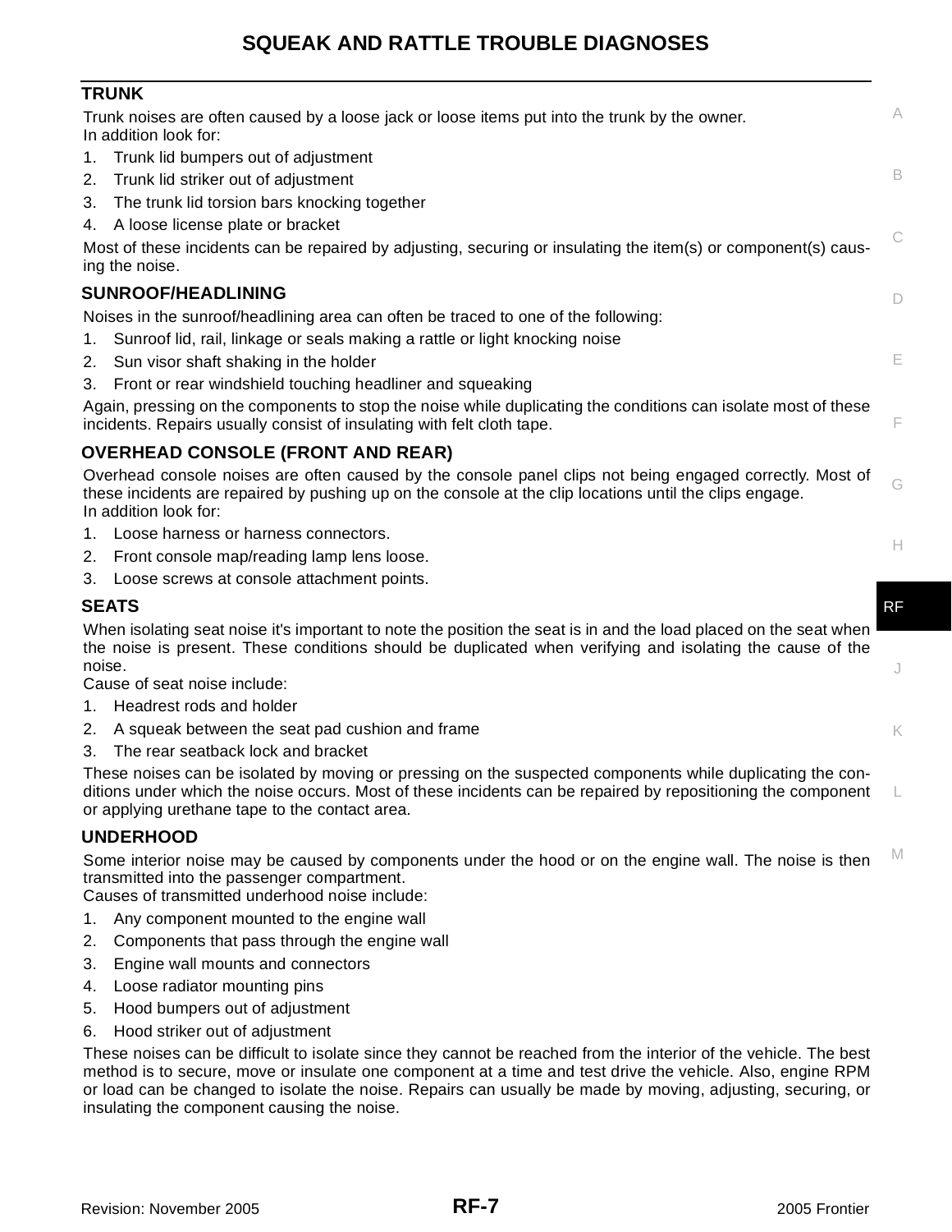## TRUNK

Trunk noises are often caused by a loose jack or loose items put into the trunk by the owner.
In addition look for:

1. Trunk lid bumpers out of adjustment
2. Trunk lid striker out of adjustment
3. The trunk lid torsion bars knocking together
4. A loose license plate or bracket

Most of these incidents can be repaired by adjusting, securing or insulating the item(s) or component(s) causing the noise.

## SUNROOF/HEADLINING

Noises in the sunroof/headlining area can often be traced to one of the following:

1. Sunroof lid, rail, linkage or seals making a rattle or light knocking noise
2. Sun visor shaft shaking in the holder
3. Front or rear windshield touching headliner and squeaking

Again, pressing on the components to stop the noise while duplicating the conditions can isolate most of these incidents. Repairs usually consist of insulating with felt cloth tape.

## OVERHEAD CONSOLE (FRONT AND REAR)

Overhead console noises are often caused by the console panel clips not being engaged correctly. Most of these incidents are repaired by pushing up on the console at the clip locations until the clips engage.
In addition look for:

1. Loose harness or harness connectors.
2. Front console map/reading lamp lens loose.
3. Loose screws at console attachment points.

## SEATS

When isolating seat noise it's important to note the position the seat is in and the load placed on the seat when the noise is present. These conditions should be duplicated when verifying and isolating the cause of the noise.
Cause of seat noise include:

1. Headrest rods and holder
2. A squeak between the seat pad cushion and frame
3. The rear seatback lock and bracket

These noises can be isolated by moving or pressing on the suspected components while duplicating the conditions under which the noise occurs. Most of these incidents can be repaired by repositioning the component or applying urethane tape to the contact area.

## UNDERHOOD

Some interior noise may be caused by components under the hood or on the engine wall. The noise is then transmitted into the passenger compartment.
Causes of transmitted underhood noise include:

1. Any component mounted to the engine wall
2. Components that pass through the engine wall
3. Engine wall mounts and connectors
4. Loose radiator mounting pins
5. Hood bumpers out of adjustment
6. Hood striker out of adjustment

These noises can be difficult to isolate since they cannot be reached from the interior of the vehicle. The best method is to secure, move or insulate one component at a time and test drive the vehicle. Also, engine RPM or load can be changed to isolate the noise. Repairs can usually be made by moving, adjusting, securing, or insulating the component causing the noise.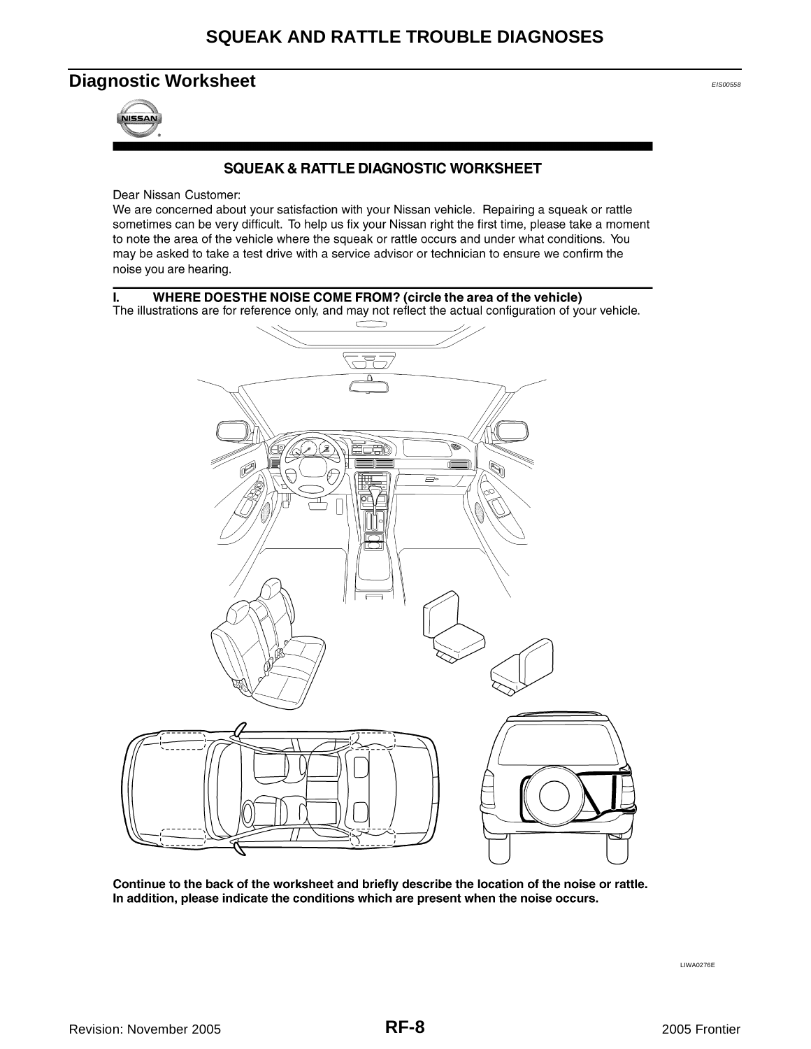## Diagnostic Worksheet

EIS00558

### SQUEAK & RATTLE DIAGNOSTIC WORKSHEET

Dear Nissan Customer:

We are concerned about your satisfaction with your Nissan vehicle. Repairing a squeak or rattle sometimes can be very difficult. To help us fix your Nissan right the first time, please take a moment to note the area of the vehicle where the squeak or rattle occurs and under what conditions. You may be asked to take a test drive with a service advisor or technician to ensure we confirm the noise you are hearing.

**I. WHERE DOESTHE NOISE COME FROM? (circle the area of the vehicle)**

The illustrations are for reference only, and may not reflect the actual configuration of your vehicle.

**Continue to the back of the worksheet and briefly describe the location of the noise or rattle. In addition, please indicate the conditions which are present when the noise occurs.**

LIWA0276E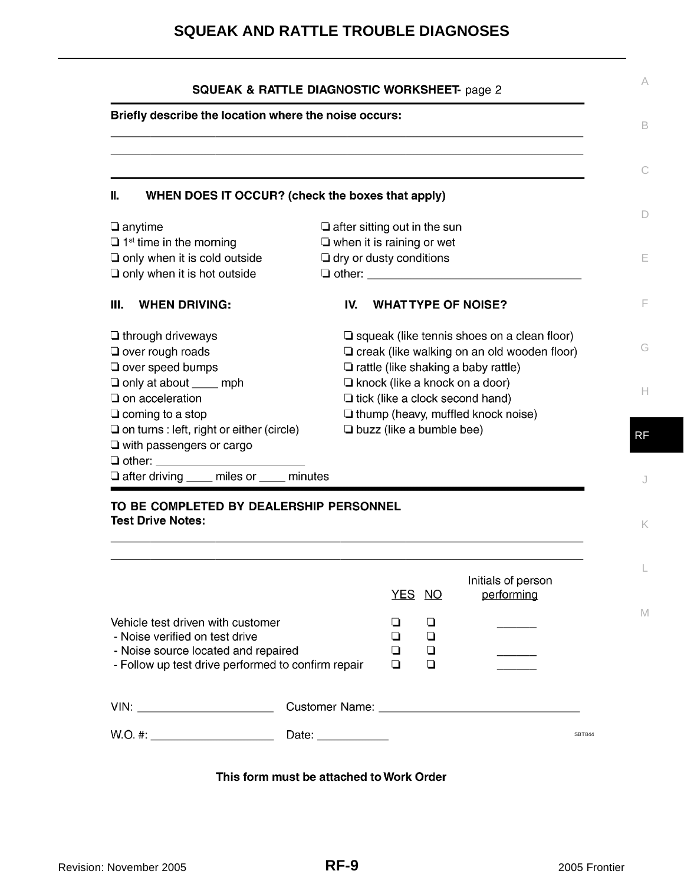# SQUEAK & RATTLE DIAGNOSTIC WORKSHEET- page 2

**Briefly describe the location where the noise occurs:**

_______________________________________________________________________________

_______________________________________________________________________________

## II. WHEN DOES IT OCCUR? (check the boxes that apply)

- ❑ anytime
- ❑ 1st time in the morning
- ❑ only when it is cold outside
- ❑ only when it is hot outside
- ❑ after sitting out in the sun
- ❑ when it is raining or wet
- ❑ dry or dusty conditions
- ❑ other: ___________________________________

## III. WHEN DRIVING:

- ❑ through driveways
- ❑ over rough roads
- ❑ over speed bumps
- ❑ only at about ____ mph
- ❑ on acceleration
- ❑ coming to a stop
- ❑ on turns : left, right or either (circle)
- ❑ with passengers or cargo
- ❑ other: ________________________
- ❑ after driving ____ miles or ____ minutes

## IV. WHAT TYPE OF NOISE?

- ❑ squeak (like tennis shoes on a clean floor)
- ❑ creak (like walking on an old wooden floor)
- ❑ rattle (like shaking a baby rattle)
- ❑ knock (like a knock on a door)
- ❑ tick (like a clock second hand)
- ❑ thump (heavy, muffled knock noise)
- ❑ buzz (like a bumble bee)

## TO BE COMPLETED BY DEALERSHIP PERSONNEL

**Test Drive Notes:**

_______________________________________________________________________________

_______________________________________________________________________________

| | YES | NO | Initials of person performing |
|---|---|---|---|
| Vehicle test driven with customer | ❑ | ❑ | ______ |
| - Noise verified on test drive | ❑ | ❑ | |
| - Noise source located and repaired | ❑ | ❑ | ______ |
| - Follow up test drive performed to confirm repair | ❑ | ❑ | ______ |

VIN: ______________________ Customer Name: _________________________________

W.O. #: ___________________ Date: ___________

SBT844

**This form must be attached to Work Order**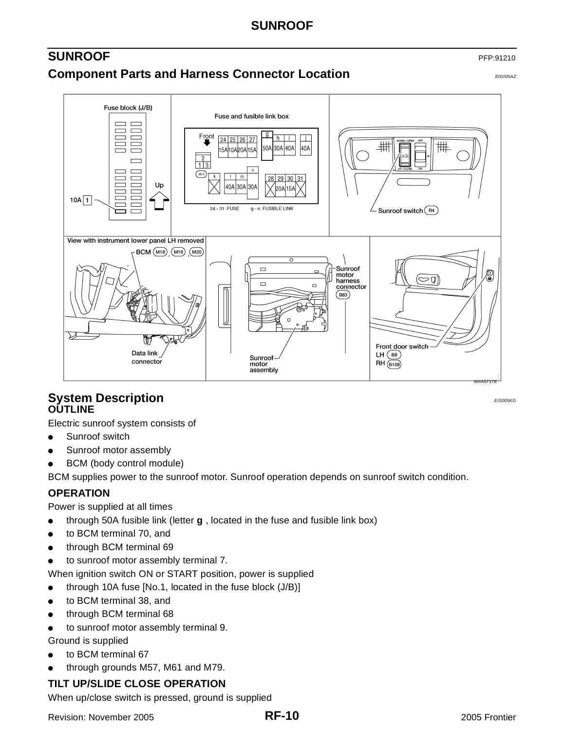## SUNROOF

PFP:91210

### Component Parts and Harness Connector Location

EIS005AZ

### System Description

EIS005KG

#### OUTLINE

Electric sunroof system consists of

- Sunroof switch
- Sunroof motor assembly
- BCM (body control module)

BCM supplies power to the sunroof motor. Sunroof operation depends on sunroof switch condition.

#### OPERATION

Power is supplied at all times

- through 50A fusible link (letter **g** , located in the fuse and fusible link box)
- to BCM terminal 70, and
- through BCM terminal 69
- to sunroof motor assembly terminal 7.

When ignition switch ON or START position, power is supplied

- through 10A fuse [No.1, located in the fuse block (J/B)]
- to BCM terminal 38, and
- through BCM terminal 68
- to sunroof motor assembly terminal 9.

Ground is supplied

- to BCM terminal 67
- through grounds M57, M61 and M79.

#### TILT UP/SLIDE CLOSE OPERATION

When up/close switch is pressed, ground is supplied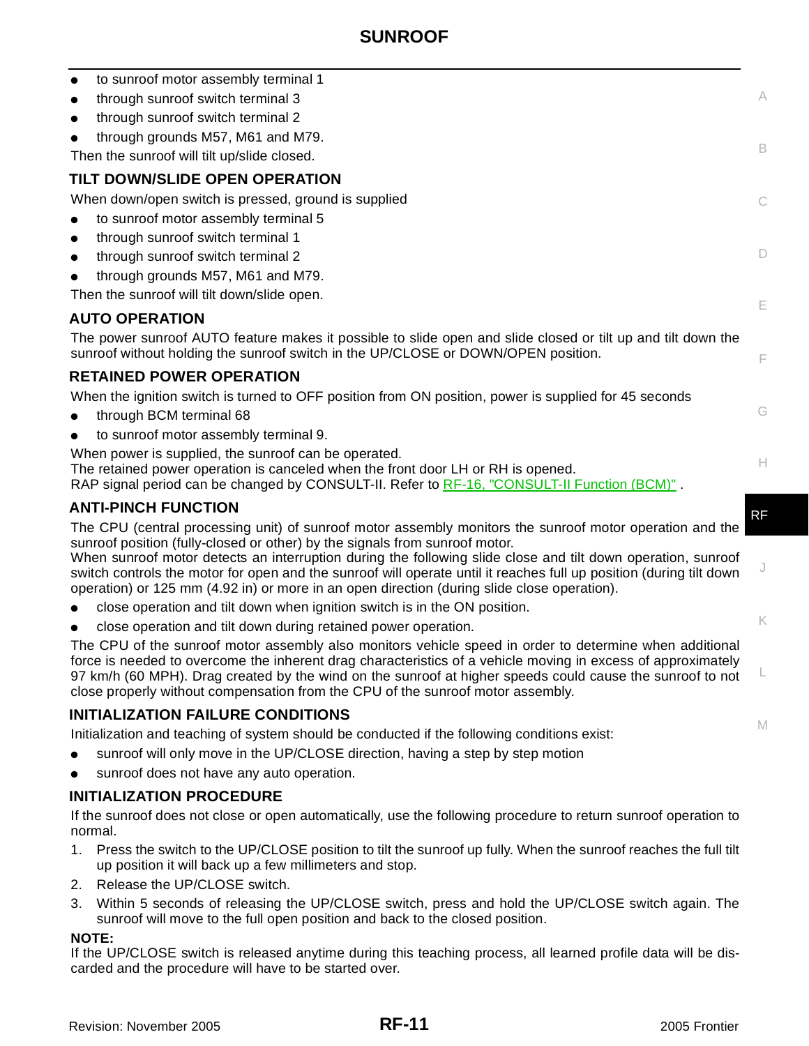- to sunroof motor assembly terminal 1
- through sunroof switch terminal 3
- through sunroof switch terminal 2
- through grounds M57, M61 and M79.

Then the sunroof will tilt up/slide closed.

### TILT DOWN/SLIDE OPEN OPERATION

When down/open switch is pressed, ground is supplied

- to sunroof motor assembly terminal 5
- through sunroof switch terminal 1
- through sunroof switch terminal 2
- through grounds M57, M61 and M79.

Then the sunroof will tilt down/slide open.

### AUTO OPERATION

The power sunroof AUTO feature makes it possible to slide open and slide closed or tilt up and tilt down the sunroof without holding the sunroof switch in the UP/CLOSE or DOWN/OPEN position.

### RETAINED POWER OPERATION

When the ignition switch is turned to OFF position from ON position, power is supplied for 45 seconds

- through BCM terminal 68
- to sunroof motor assembly terminal 9.

When power is supplied, the sunroof can be operated.
The retained power operation is canceled when the front door LH or RH is opened.
RAP signal period can be changed by CONSULT-II. Refer to RF-16, "CONSULT-II Function (BCM)" .

### ANTI-PINCH FUNCTION

The CPU (central processing unit) of sunroof motor assembly monitors the sunroof motor operation and the sunroof position (fully-closed or other) by the signals from sunroof motor.
When sunroof motor detects an interruption during the following slide close and tilt down operation, sunroof switch controls the motor for open and the sunroof will operate until it reaches full up position (during tilt down operation) or 125 mm (4.92 in) or more in an open direction (during slide close operation).

- close operation and tilt down when ignition switch is in the ON position.
- close operation and tilt down during retained power operation.

The CPU of the sunroof motor assembly also monitors vehicle speed in order to determine when additional force is needed to overcome the inherent drag characteristics of a vehicle moving in excess of approximately 97 km/h (60 MPH). Drag created by the wind on the sunroof at higher speeds could cause the sunroof to not close properly without compensation from the CPU of the sunroof motor assembly.

### INITIALIZATION FAILURE CONDITIONS

Initialization and teaching of system should be conducted if the following conditions exist:

- sunroof will only move in the UP/CLOSE direction, having a step by step motion
- sunroof does not have any auto operation.

### INITIALIZATION PROCEDURE

If the sunroof does not close or open automatically, use the following procedure to return sunroof operation to normal.

1. Press the switch to the UP/CLOSE position to tilt the sunroof up fully. When the sunroof reaches the full tilt up position it will back up a few millimeters and stop.
2. Release the UP/CLOSE switch.
3. Within 5 seconds of releasing the UP/CLOSE switch, press and hold the UP/CLOSE switch again. The sunroof will move to the full open position and back to the closed position.

**NOTE:**
If the UP/CLOSE switch is released anytime during this teaching process, all learned profile data will be discarded and the procedure will have to be started over.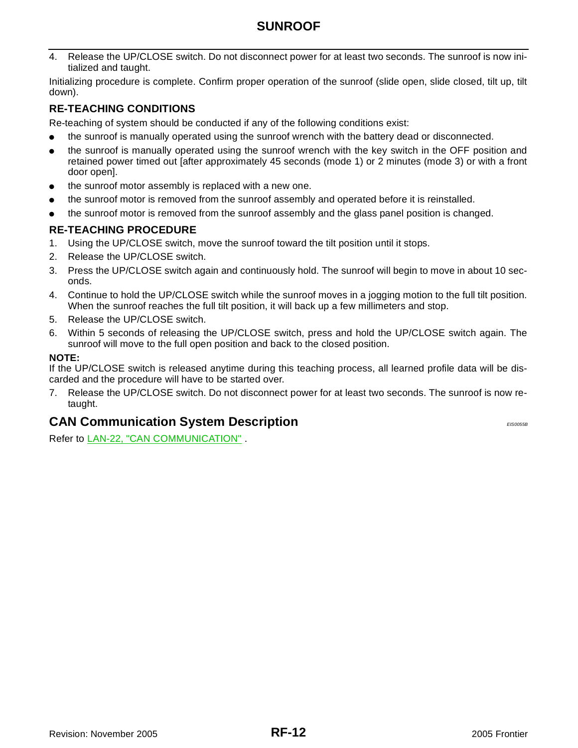4. Release the UP/CLOSE switch. Do not disconnect power for at least two seconds. The sunroof is now initialized and taught.

Initializing procedure is complete. Confirm proper operation of the sunroof (slide open, slide closed, tilt up, tilt down).

### RE-TEACHING CONDITIONS

Re-teaching of system should be conducted if any of the following conditions exist:

- the sunroof is manually operated using the sunroof wrench with the battery dead or disconnected.
- the sunroof is manually operated using the sunroof wrench with the key switch in the OFF position and retained power timed out [after approximately 45 seconds (mode 1) or 2 minutes (mode 3) or with a front door open].
- the sunroof motor assembly is replaced with a new one.
- the sunroof motor is removed from the sunroof assembly and operated before it is reinstalled.
- the sunroof motor is removed from the sunroof assembly and the glass panel position is changed.

### RE-TEACHING PROCEDURE

1. Using the UP/CLOSE switch, move the sunroof toward the tilt position until it stops.
2. Release the UP/CLOSE switch.
3. Press the UP/CLOSE switch again and continuously hold. The sunroof will begin to move in about 10 seconds.
4. Continue to hold the UP/CLOSE switch while the sunroof moves in a jogging motion to the full tilt position. When the sunroof reaches the full tilt position, it will back up a few millimeters and stop.
5. Release the UP/CLOSE switch.
6. Within 5 seconds of releasing the UP/CLOSE switch, press and hold the UP/CLOSE switch again. The sunroof will move to the full open position and back to the closed position.

**NOTE:**
If the UP/CLOSE switch is released anytime during this teaching process, all learned profile data will be discarded and the procedure will have to be started over.

7. Release the UP/CLOSE switch. Do not disconnect power for at least two seconds. The sunroof is now re-taught.

## CAN Communication System Description

*EIS0055B*

Refer to LAN-22, "CAN COMMUNICATION" .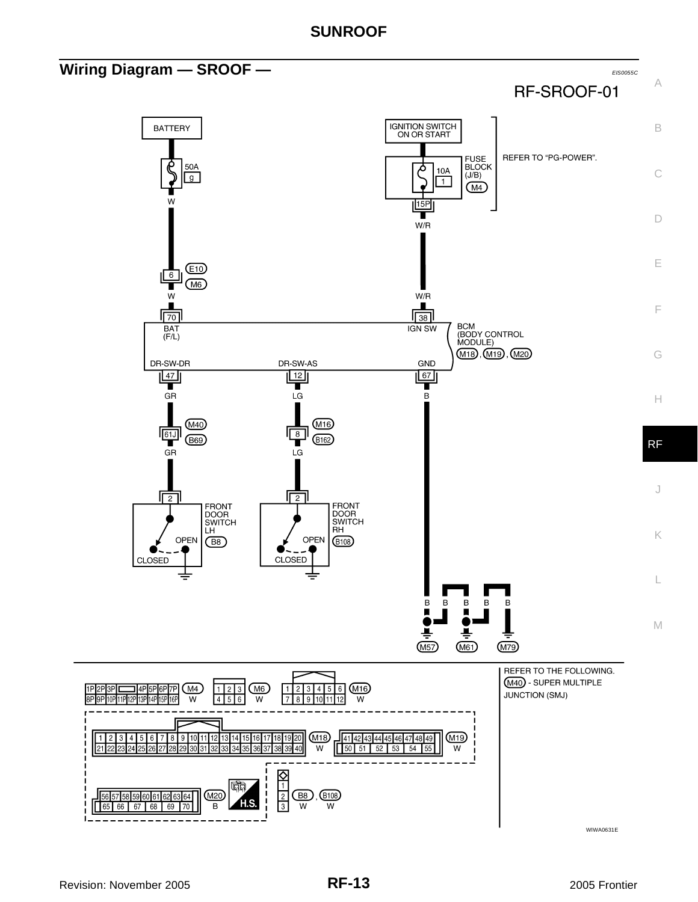## Wiring Diagram — SROOF —

EIS0055C

RF-SROOF-01

BATTERY

50A g

W

6 E10 M6

W

IGNITION SWITCH ON OR START

FUSE BLOCK (J/B) M4

10A 1

15P

W/R

REFER TO "PG-POWER".

W/R

70 BAT (F/L)

38 IGN SW

BCM (BODY CONTROL MODULE) M18 , M19 , M20

DR-SW-DR 47

DR-SW-AS 12

GND 67

GR

LG

B

61J M40 B69

8 M16 B162

GR

LG

2 FRONT DOOR SWITCH LH B8

OPEN

CLOSED

2 FRONT DOOR SWITCH RH B108

OPEN

CLOSED

B B B B B

M57 M61 M79

M4 W

M6 W

M16 W

M18 W

M19 W

M20 B

H.S.

B8 , B108 W W

REFER TO THE FOLLOWING.
M40 - SUPER MULTIPLE JUNCTION (SMJ)

WIWA0631E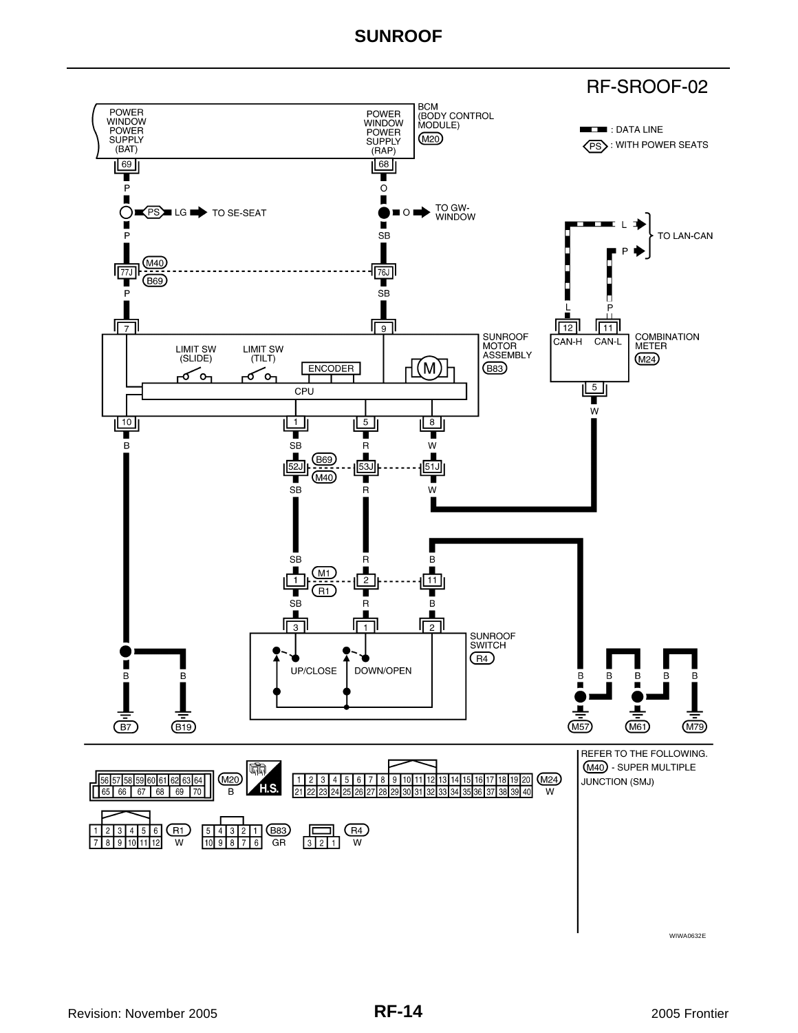# SUNROOF

## RF-SROOF-02

BCM (BODY CONTROL MODULE) (M20)

- POWER WINDOW POWER SUPPLY (BAT) — 69 — P
- POWER WINDOW POWER SUPPLY (RAP) — 68 — O

▬ ▬ : DATA LINE

(PS) : WITH POWER SEATS

P — (PS) LG → TO SE-SEAT

O → TO GW-WINDOW

P / SB — 77J / 76J (M40) (B69) — P / SB

L, P → TO LAN-CAN

SUNROOF MOTOR ASSEMBLY (B83): terminals 7, 9, 10, 1, 5, 8

- LIMIT SW (SLIDE)
- LIMIT SW (TILT)
- ENCODER
- M
- CPU

COMBINATION METER (M24): 12 CAN-H (L), 11 CAN-L (P), 5 (W)

B — SB / R / W — 52J / 53J / 51J (B69) (M40) — SB / R / W

SB / R / B — 1 / 2 / 11 (M1) (R1) — SB / R / B

SUNROOF SWITCH (R4): terminals 3, 1, 2

- UP/CLOSE
- DOWN/OPEN

Grounds: B — (B7), B — (B19), B — (M57), B B — (M61), B B — (M79)

Connectors:

- (M20) B — H.S. — terminals 56–70
- (M24) W — terminals 1–40
- (R1) W — terminals 1–12
- (B83) GR — terminals 1–10
- (R4) W — terminals 1–3

REFER TO THE FOLLOWING.
(M40) - SUPER MULTIPLE JUNCTION (SMJ)

WIWA0632E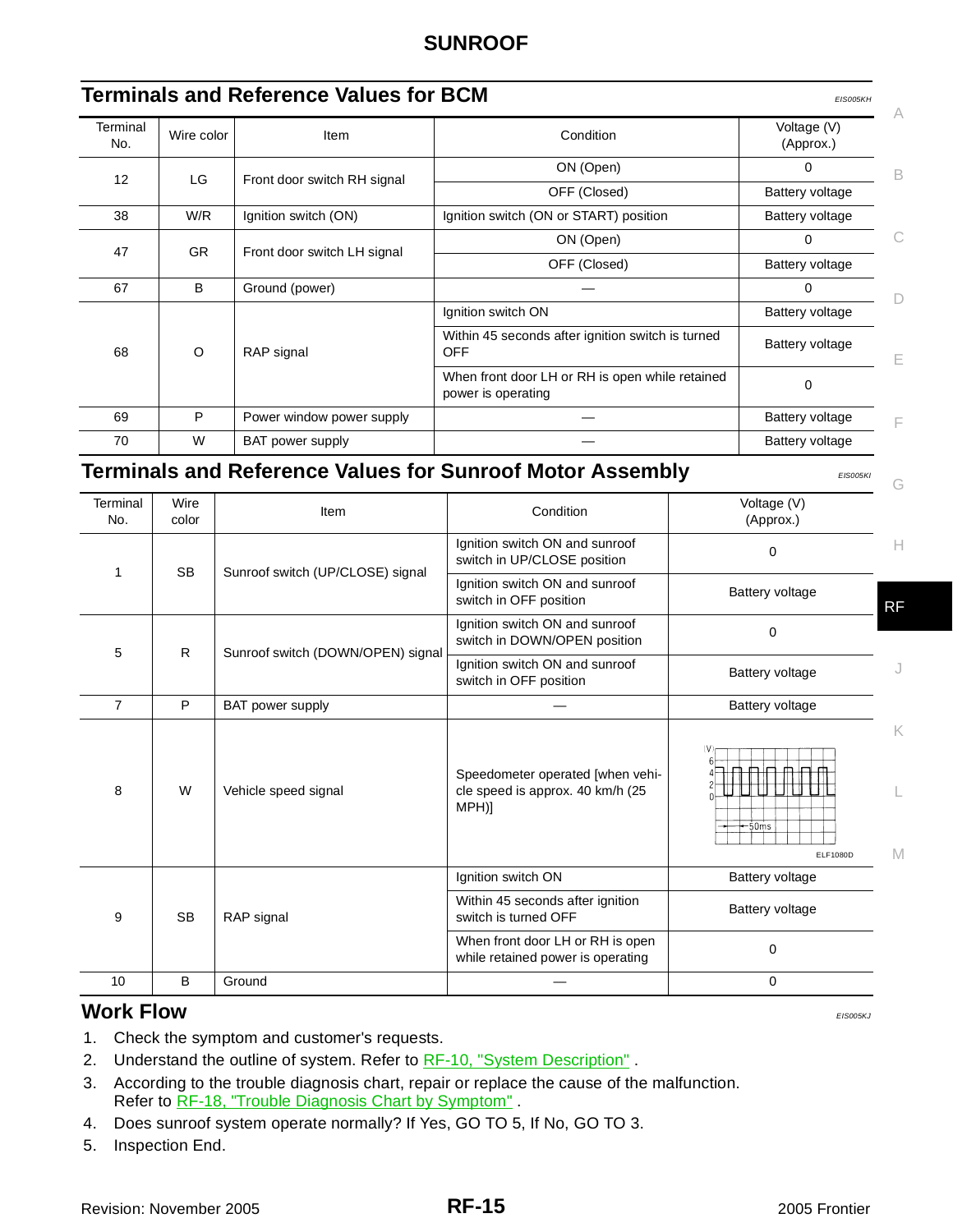# SUNROOF

## Terminals and Reference Values for BCM

EIS005KH

| Terminal No. | Wire color | Item | Condition | Voltage (V) (Approx.) |
|---|---|---|---|---|
| 12 | LG | Front door switch RH signal | ON (Open) | 0 |
| | | | OFF (Closed) | Battery voltage |
| 38 | W/R | Ignition switch (ON) | Ignition switch (ON or START) position | Battery voltage |
| 47 | GR | Front door switch LH signal | ON (Open) | 0 |
| | | | OFF (Closed) | Battery voltage |
| 67 | B | Ground (power) | — | 0 |
| 68 | O | RAP signal | Ignition switch ON | Battery voltage |
| | | | Within 45 seconds after ignition switch is turned OFF | Battery voltage |
| | | | When front door LH or RH is open while retained power is operating | 0 |
| 69 | P | Power window power supply | — | Battery voltage |
| 70 | W | BAT power supply | — | Battery voltage |

## Terminals and Reference Values for Sunroof Motor Assembly

EIS005KI

| Terminal No. | Wire color | Item | Condition | Voltage (V) (Approx.) |
|---|---|---|---|---|
| 1 | SB | Sunroof switch (UP/CLOSE) signal | Ignition switch ON and sunroof switch in UP/CLOSE position | 0 |
| | | | Ignition switch ON and sunroof switch in OFF position | Battery voltage |
| 5 | R | Sunroof switch (DOWN/OPEN) signal | Ignition switch ON and sunroof switch in DOWN/OPEN position | 0 |
| | | | Ignition switch ON and sunroof switch in OFF position | Battery voltage |
| 7 | P | BAT power supply | — | Battery voltage |
| 8 | W | Vehicle speed signal | Speedometer operated [when vehicle speed is approx. 40 km/h (25 MPH)] | (V) 6 4 2 0 — 50ms ELF1080D |
| 9 | SB | RAP signal | Ignition switch ON | Battery voltage |
| | | | Within 45 seconds after ignition switch is turned OFF | Battery voltage |
| | | | When front door LH or RH is open while retained power is operating | 0 |
| 10 | B | Ground | — | 0 |

## Work Flow

EIS005KJ

1. Check the symptom and customer's requests.
2. Understand the outline of system. Refer to RF-10, "System Description" .
3. According to the trouble diagnosis chart, repair or replace the cause of the malfunction. Refer to RF-18, "Trouble Diagnosis Chart by Symptom" .
4. Does sunroof system operate normally? If Yes, GO TO 5, If No, GO TO 3.
5. Inspection End.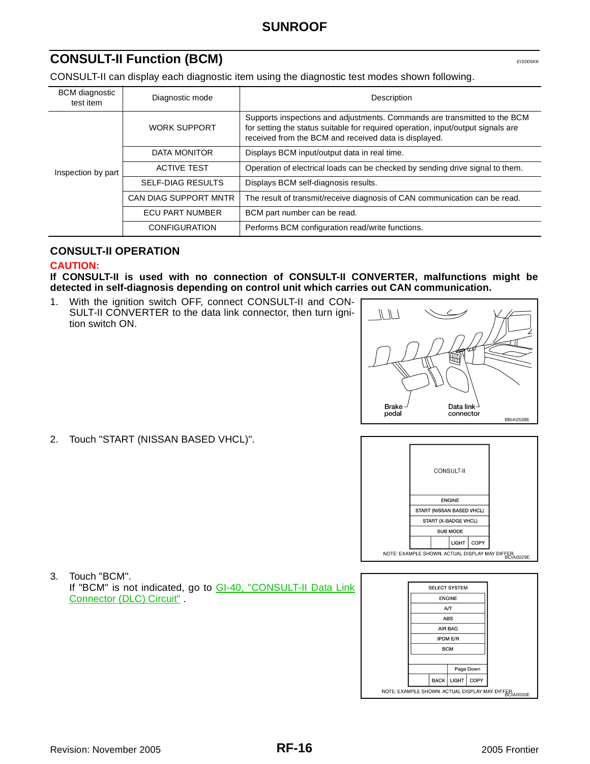## CONSULT-II Function (BCM)

EIS005KK

CONSULT-II can display each diagnostic item using the diagnostic test modes shown following.

| BCM diagnostic test item | Diagnostic mode | Description |
|---|---|---|
| Inspection by part | WORK SUPPORT | Supports inspections and adjustments. Commands are transmitted to the BCM for setting the status suitable for required operation, input/output signals are received from the BCM and received data is displayed. |
| | DATA MONITOR | Displays BCM input/output data in real time. |
| | ACTIVE TEST | Operation of electrical loads can be checked by sending drive signal to them. |
| | SELF-DIAG RESULTS | Displays BCM self-diagnosis results. |
| | CAN DIAG SUPPORT MNTR | The result of transmit/receive diagnosis of CAN communication can be read. |
| | ECU PART NUMBER | BCM part number can be read. |
| | CONFIGURATION | Performs BCM configuration read/write functions. |

### CONSULT-II OPERATION

**CAUTION:**

**If CONSULT-II is used with no connection of CONSULT-II CONVERTER, malfunctions might be detected in self-diagnosis depending on control unit which carries out CAN communication.**

1. With the ignition switch OFF, connect CONSULT-II and CONSULT-II CONVERTER to the data link connector, then turn ignition switch ON.

Brake pedal — Data link connector

BBIA0538E

2. Touch "START (NISSAN BASED VHCL)".

CONSULT-II

ENGINE
START (NISSAN BASED VHCL)
START (X-BADGE VHCL)
SUB MODE
LIGHT | COPY

NOTE: EXAMPLE SHOWN. ACTUAL DISPLAY MAY DIFFER.

BCIA0029E

3. Touch "BCM".
   If "BCM" is not indicated, go to GI-40, "CONSULT-II Data Link Connector (DLC) Circuit" .

SELECT SYSTEM
ENGINE
A/T
ABS
AIR BAG
IPDM E/R
BCM
Page Down
BACK | LIGHT | COPY

NOTE: EXAMPLE SHOWN. ACTUAL DISPLAY MAY DIFFER.

BCIA0030E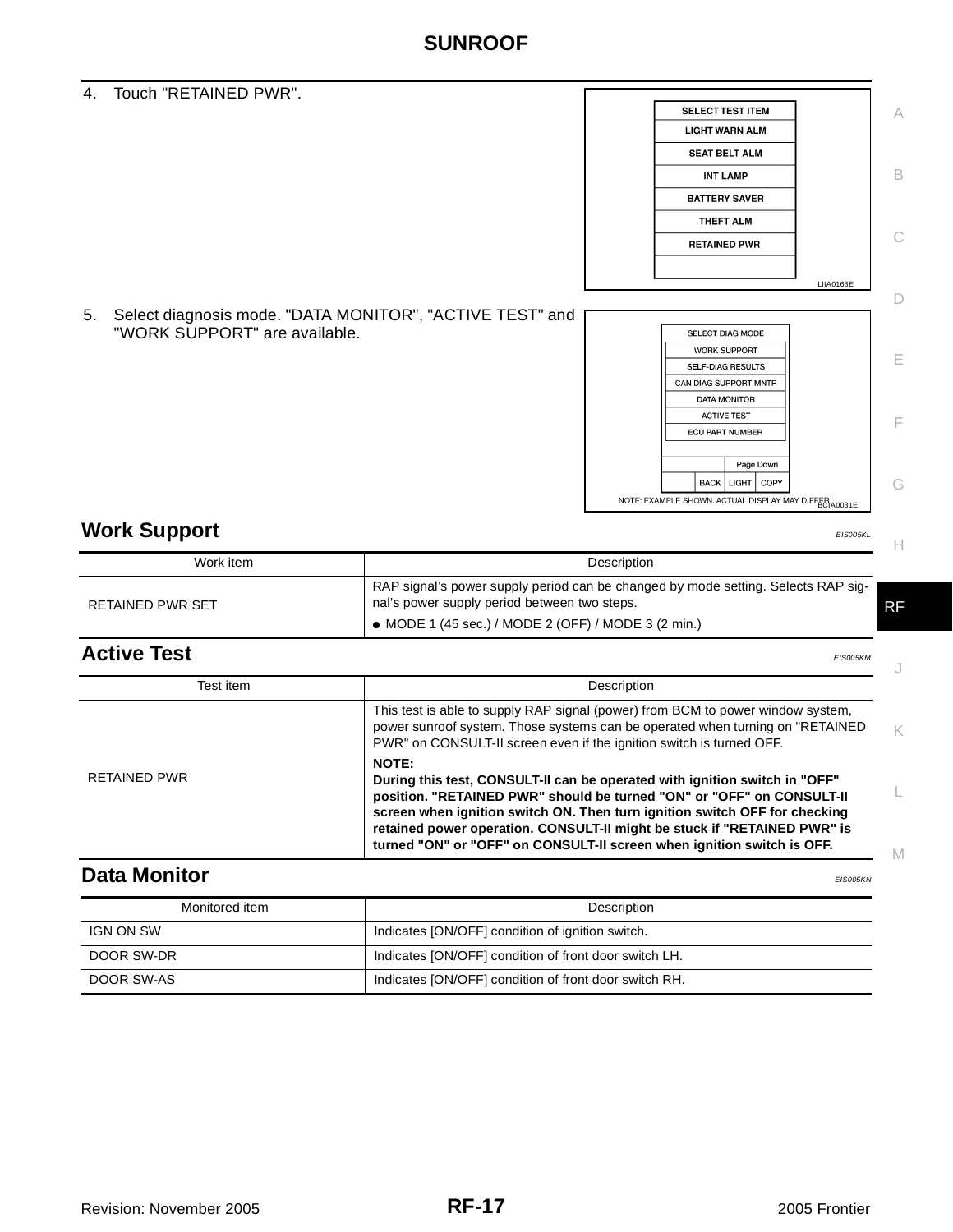4. Touch "RETAINED PWR".

SELECT TEST ITEM
LIGHT WARN ALM
SEAT BELT ALM
INT LAMP
BATTERY SAVER
THEFT ALM
RETAINED PWR

LIIA0163E

5. Select diagnosis mode. "DATA MONITOR", "ACTIVE TEST" and "WORK SUPPORT" are available.

SELECT DIAG MODE
WORK SUPPORT
SELF-DIAG RESULTS
CAN DIAG SUPPORT MNTR
DATA MONITOR
ACTIVE TEST
ECU PART NUMBER
Page Down
BACK LIGHT COPY
NOTE: EXAMPLE SHOWN. ACTUAL DISPLAY MAY DIFFER.

BCIA0031E

## Work Support

*EIS005KL*

| Work item | Description |
|---|---|
| RETAINED PWR SET | RAP signal's power supply period can be changed by mode setting. Selects RAP signal's power supply period between two steps.<br>● MODE 1 (45 sec.) / MODE 2 (OFF) / MODE 3 (2 min.) |

## Active Test

*EIS005KM*

| Test item | Description |
|---|---|
| RETAINED PWR | This test is able to supply RAP signal (power) from BCM to power window system, power sunroof system. Those systems can be operated when turning on "RETAINED PWR" on CONSULT-II screen even if the ignition switch is turned OFF.<br>**NOTE:**<br>**During this test, CONSULT-II can be operated with ignition switch in "OFF" position. "RETAINED PWR" should be turned "ON" or "OFF" on CONSULT-II screen when ignition switch ON. Then turn ignition switch OFF for checking retained power operation. CONSULT-II might be stuck if "RETAINED PWR" is turned "ON" or "OFF" on CONSULT-II screen when ignition switch is OFF.** |

## Data Monitor

*EIS005KN*

| Monitored item | Description |
|---|---|
| IGN ON SW | Indicates [ON/OFF] condition of ignition switch. |
| DOOR SW-DR | Indicates [ON/OFF] condition of front door switch LH. |
| DOOR SW-AS | Indicates [ON/OFF] condition of front door switch RH. |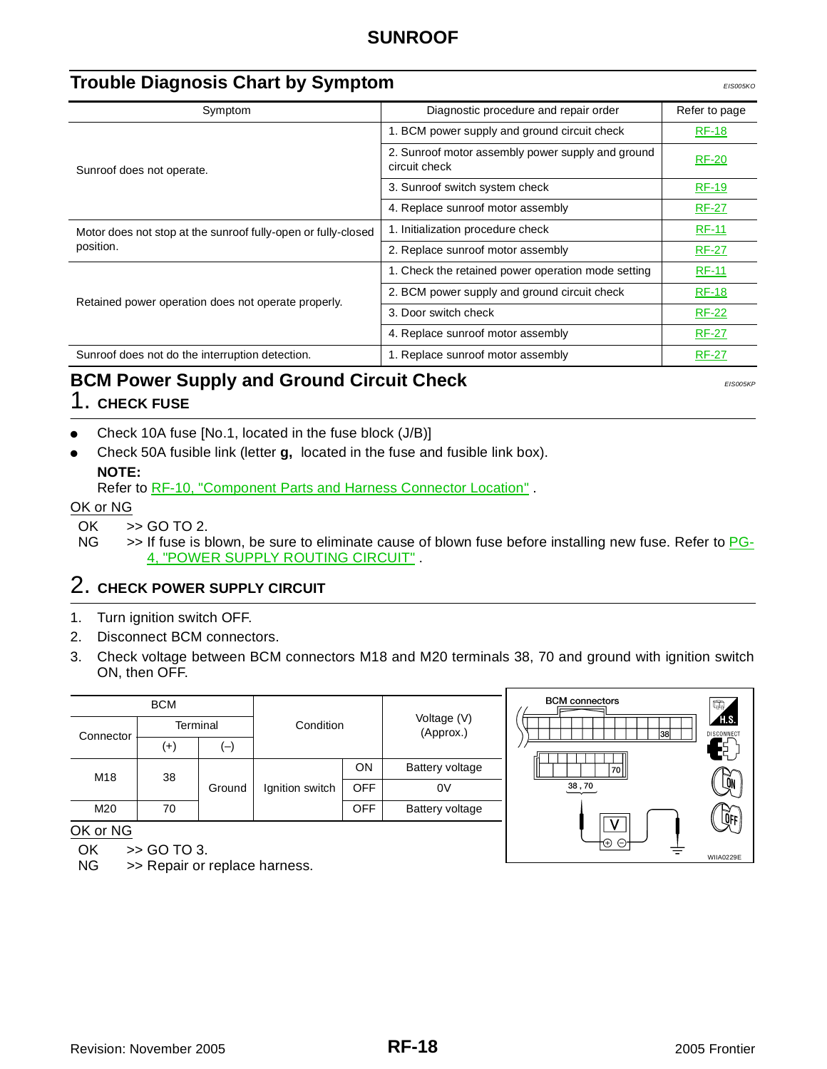# SUNROOF

## Trouble Diagnosis Chart by Symptom

EIS005KO

| Symptom | Diagnostic procedure and repair order | Refer to page |
|---|---|---|
| Sunroof does not operate. | 1. BCM power supply and ground circuit check | RF-18 |
| | 2. Sunroof motor assembly power supply and ground circuit check | RF-20 |
| | 3. Sunroof switch system check | RF-19 |
| | 4. Replace sunroof motor assembly | RF-27 |
| Motor does not stop at the sunroof fully-open or fully-closed position. | 1. Initialization procedure check | RF-11 |
| | 2. Replace sunroof motor assembly | RF-27 |
| Retained power operation does not operate properly. | 1. Check the retained power operation mode setting | RF-11 |
| | 2. BCM power supply and ground circuit check | RF-18 |
| | 3. Door switch check | RF-22 |
| | 4. Replace sunroof motor assembly | RF-27 |
| Sunroof does not do the interruption detection. | 1. Replace sunroof motor assembly | RF-27 |

## BCM Power Supply and Ground Circuit Check

EIS005KP

### 1. CHECK FUSE

- Check 10A fuse [No.1, located in the fuse block (J/B)]
- Check 50A fusible link (letter **g,** located in the fuse and fusible link box).

  **NOTE:**
  Refer to RF-10, "Component Parts and Harness Connector Location" .

OK or NG

OK >> GO TO 2.
NG >> If fuse is blown, be sure to eliminate cause of blown fuse before installing new fuse. Refer to PG-4, "POWER SUPPLY ROUTING CIRCUIT" .

### 2. CHECK POWER SUPPLY CIRCUIT

1. Turn ignition switch OFF.
2. Disconnect BCM connectors.
3. Check voltage between BCM connectors M18 and M20 terminals 38, 70 and ground with ignition switch ON, then OFF.

| BCM | | | Condition | | Voltage (V) (Approx.) |
|---|---|---|---|---|---|
| Connector | Terminal | | | | |
| | (+) | (–) | | | |
| M18 | 38 | Ground | Ignition switch | ON | Battery voltage |
| | | | | OFF | 0V |
| M20 | 70 | | | OFF | Battery voltage |

OK or NG

OK >> GO TO 3.
NG >> Repair or replace harness.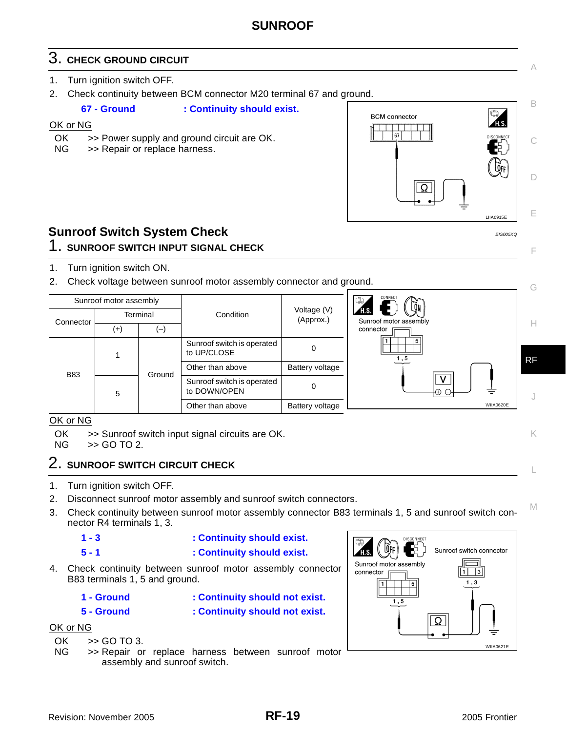## 3. CHECK GROUND CIRCUIT

1. Turn ignition switch OFF.
2. Check continuity between BCM connector M20 terminal 67 and ground.

**67 - Ground : Continuity should exist.**

OK or NG

OK >> Power supply and ground circuit are OK.
NG >> Repair or replace harness.

# Sunroof Switch System Check

*EIS005KQ*

## 1. SUNROOF SWITCH INPUT SIGNAL CHECK

1. Turn ignition switch ON.
2. Check voltage between sunroof motor assembly connector and ground.

| Sunroof motor assembly | | | Condition | Voltage (V) (Approx.) |
|---|---|---|---|---|
| Connector | Terminal | | | |
| | (+) | (–) | | |
| B83 | 1 | Ground | Sunroof switch is operated to UP/CLOSE | 0 |
| | | | Other than above | Battery voltage |
| | 5 | | Sunroof switch is operated to DOWN/OPEN | 0 |
| | | | Other than above | Battery voltage |

OK or NG

OK >> Sunroof switch input signal circuits are OK.
NG >> GO TO 2.

## 2. SUNROOF SWITCH CIRCUIT CHECK

1. Turn ignition switch OFF.
2. Disconnect sunroof motor assembly and sunroof switch connectors.
3. Check continuity between sunroof motor assembly connector B83 terminals 1, 5 and sunroof switch connector R4 terminals 1, 3.

**1 - 3 : Continuity should exist.**
**5 - 1 : Continuity should exist.**

4. Check continuity between sunroof motor assembly connector B83 terminals 1, 5 and ground.

**1 - Ground : Continuity should not exist.**
**5 - Ground : Continuity should not exist.**

OK or NG

OK >> GO TO 3.
NG >> Repair or replace harness between sunroof motor assembly and sunroof switch.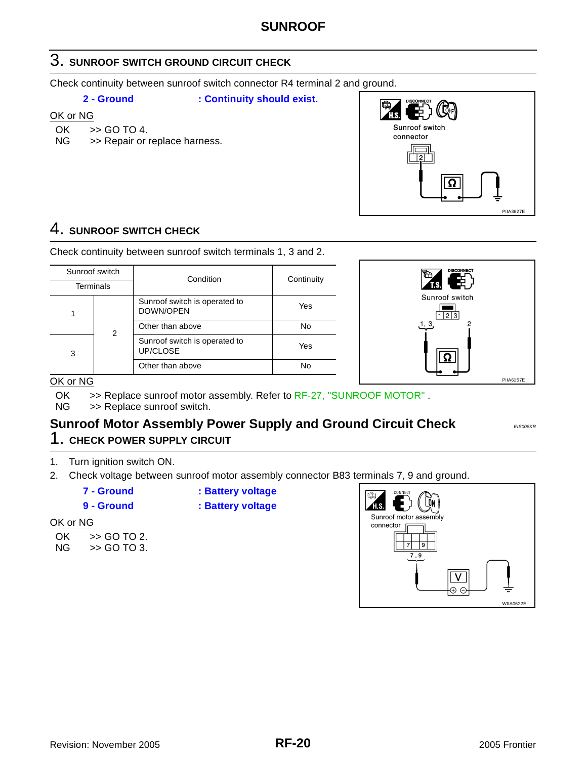## 3. SUNROOF SWITCH GROUND CIRCUIT CHECK

Check continuity between sunroof switch connector R4 terminal 2 and ground.

**2 - Ground : Continuity should exist.**

OK or NG

OK >> GO TO 4.
NG >> Repair or replace harness.

## 4. SUNROOF SWITCH CHECK

Check continuity between sunroof switch terminals 1, 3 and 2.

| Sunroof switch Terminals | | Condition | Continuity |
|---|---|---|---|
| 1 | 2 | Sunroof switch is operated to DOWN/OPEN | Yes |
| | | Other than above | No |
| 3 | | Sunroof switch is operated to UP/CLOSE | Yes |
| | | Other than above | No |

OK or NG

OK >> Replace sunroof motor assembly. Refer to RF-27, "SUNROOF MOTOR" .
NG >> Replace sunroof switch.

## Sunroof Motor Assembly Power Supply and Ground Circuit Check

*EIS005KR*

## 1. CHECK POWER SUPPLY CIRCUIT

1. Turn ignition switch ON.
2. Check voltage between sunroof motor assembly connector B83 terminals 7, 9 and ground.

**7 - Ground : Battery voltage**
**9 - Ground : Battery voltage**

OK or NG

OK >> GO TO 2.
NG >> GO TO 3.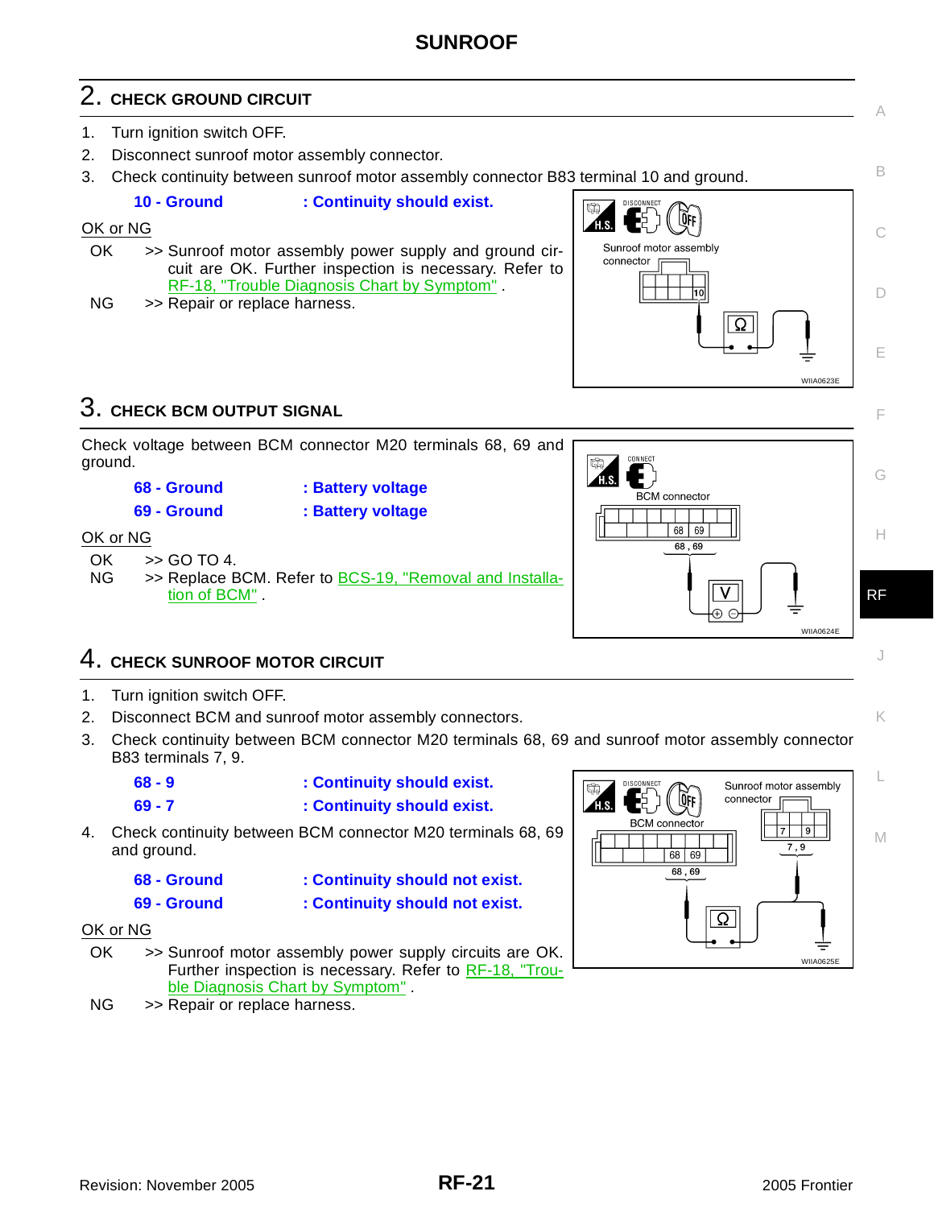# SUNROOF

## 2. CHECK GROUND CIRCUIT

1. Turn ignition switch OFF.
2. Disconnect sunroof motor assembly connector.
3. Check continuity between sunroof motor assembly connector B83 terminal 10 and ground.

| | |
|---|---|
| **10 - Ground** | **: Continuity should exist.** |

OK or NG

OK >> Sunroof motor assembly power supply and ground circuit are OK. Further inspection is necessary. Refer to RF-18, "Trouble Diagnosis Chart by Symptom" .

NG >> Repair or replace harness.

## 3. CHECK BCM OUTPUT SIGNAL

Check voltage between BCM connector M20 terminals 68, 69 and ground.

| | |
|---|---|
| **68 - Ground** | **: Battery voltage** |
| **69 - Ground** | **: Battery voltage** |

OK or NG

OK >> GO TO 4.

NG >> Replace BCM. Refer to BCS-19, "Removal and Installation of BCM" .

## 4. CHECK SUNROOF MOTOR CIRCUIT

1. Turn ignition switch OFF.
2. Disconnect BCM and sunroof motor assembly connectors.
3. Check continuity between BCM connector M20 terminals 68, 69 and sunroof motor assembly connector B83 terminals 7, 9.

| | |
|---|---|
| **68 - 9** | **: Continuity should exist.** |
| **69 - 7** | **: Continuity should exist.** |

4. Check continuity between BCM connector M20 terminals 68, 69 and ground.

| | |
|---|---|
| **68 - Ground** | **: Continuity should not exist.** |
| **69 - Ground** | **: Continuity should not exist.** |

OK or NG

OK >> Sunroof motor assembly power supply circuits are OK. Further inspection is necessary. Refer to RF-18, "Trouble Diagnosis Chart by Symptom" .

NG >> Repair or replace harness.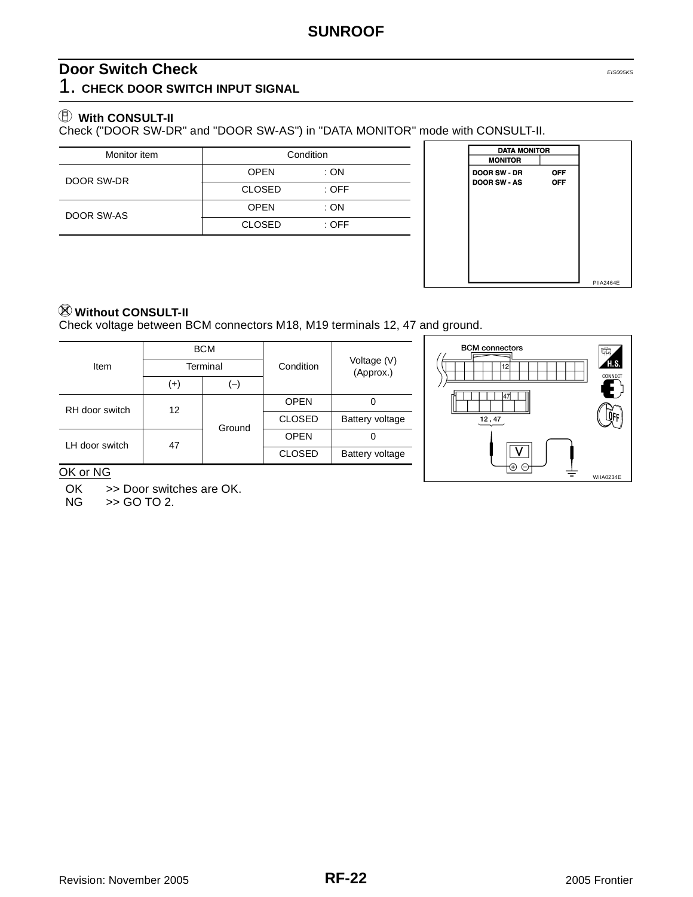## Door Switch Check

EIS005KS

### 1. CHECK DOOR SWITCH INPUT SIGNAL

**With CONSULT-II**

Check ("DOOR SW-DR" and "DOOR SW-AS") in "DATA MONITOR" mode with CONSULT-II.

| Monitor item | Condition |
|---|---|
| DOOR SW-DR | OPEN : ON |
| | CLOSED : OFF |
| DOOR SW-AS | OPEN : ON |
| | CLOSED : OFF |

PIIA2464E

**Without CONSULT-II**

Check voltage between BCM connectors M18, M19 terminals 12, 47 and ground.

| Item | BCM | | Condition | Voltage (V) (Approx.) |
|---|---|---|---|---|
| | Terminal | | | |
| | (+) | (–) | | |
| RH door switch | 12 | Ground | OPEN | 0 |
| | | | CLOSED | Battery voltage |
| LH door switch | 47 | | OPEN | 0 |
| | | | CLOSED | Battery voltage |

WIIA0234E

OK or NG

OK >> Door switches are OK.

NG >> GO TO 2.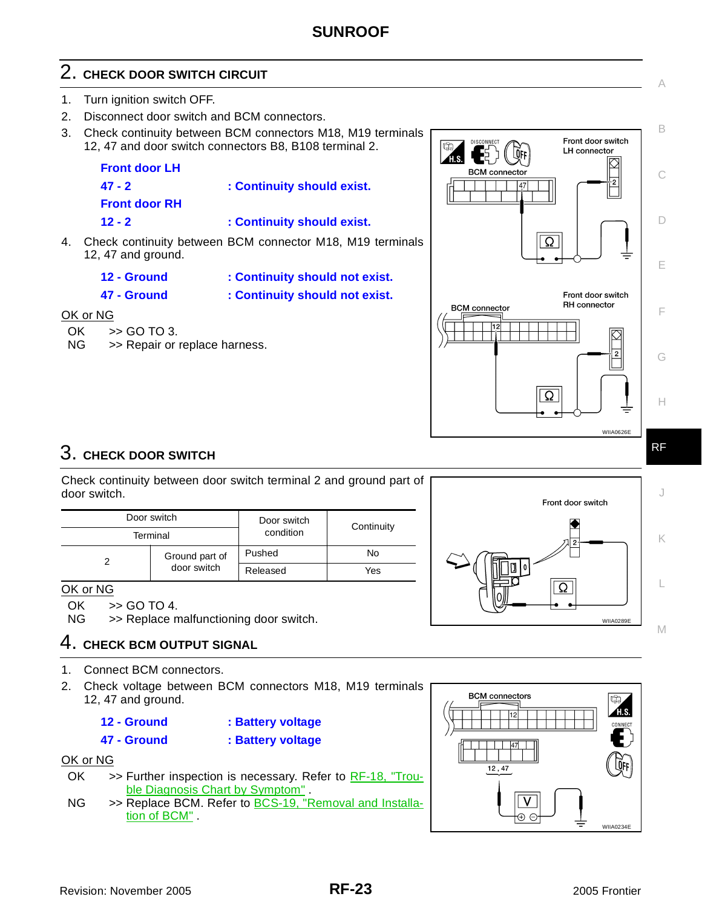# SUNROOF

## 2. CHECK DOOR SWITCH CIRCUIT

1. Turn ignition switch OFF.
2. Disconnect door switch and BCM connectors.
3. Check continuity between BCM connectors M18, M19 terminals 12, 47 and door switch connectors B8, B108 terminal 2.

   **Front door LH**

   **47 - 2 : Continuity should exist.**

   **Front door RH**

   **12 - 2 : Continuity should exist.**

4. Check continuity between BCM connector M18, M19 terminals 12, 47 and ground.

   **12 - Ground : Continuity should not exist.**

   **47 - Ground : Continuity should not exist.**

OK or NG

OK >> GO TO 3.

NG >> Repair or replace harness.

## 3. CHECK DOOR SWITCH

Check continuity between door switch terminal 2 and ground part of door switch.

| Door switch | | Door switch condition | Continuity |
|---|---|---|---|
| Terminal | | | |
| 2 | Ground part of door switch | Pushed | No |
| | | Released | Yes |

OK or NG

OK >> GO TO 4.

NG >> Replace malfunctioning door switch.

## 4. CHECK BCM OUTPUT SIGNAL

1. Connect BCM connectors.
2. Check voltage between BCM connectors M18, M19 terminals 12, 47 and ground.

   **12 - Ground : Battery voltage**

   **47 - Ground : Battery voltage**

OK or NG

OK >> Further inspection is necessary. Refer to RF-18, "Trouble Diagnosis Chart by Symptom" .

NG >> Replace BCM. Refer to BCS-19, "Removal and Installation of BCM" .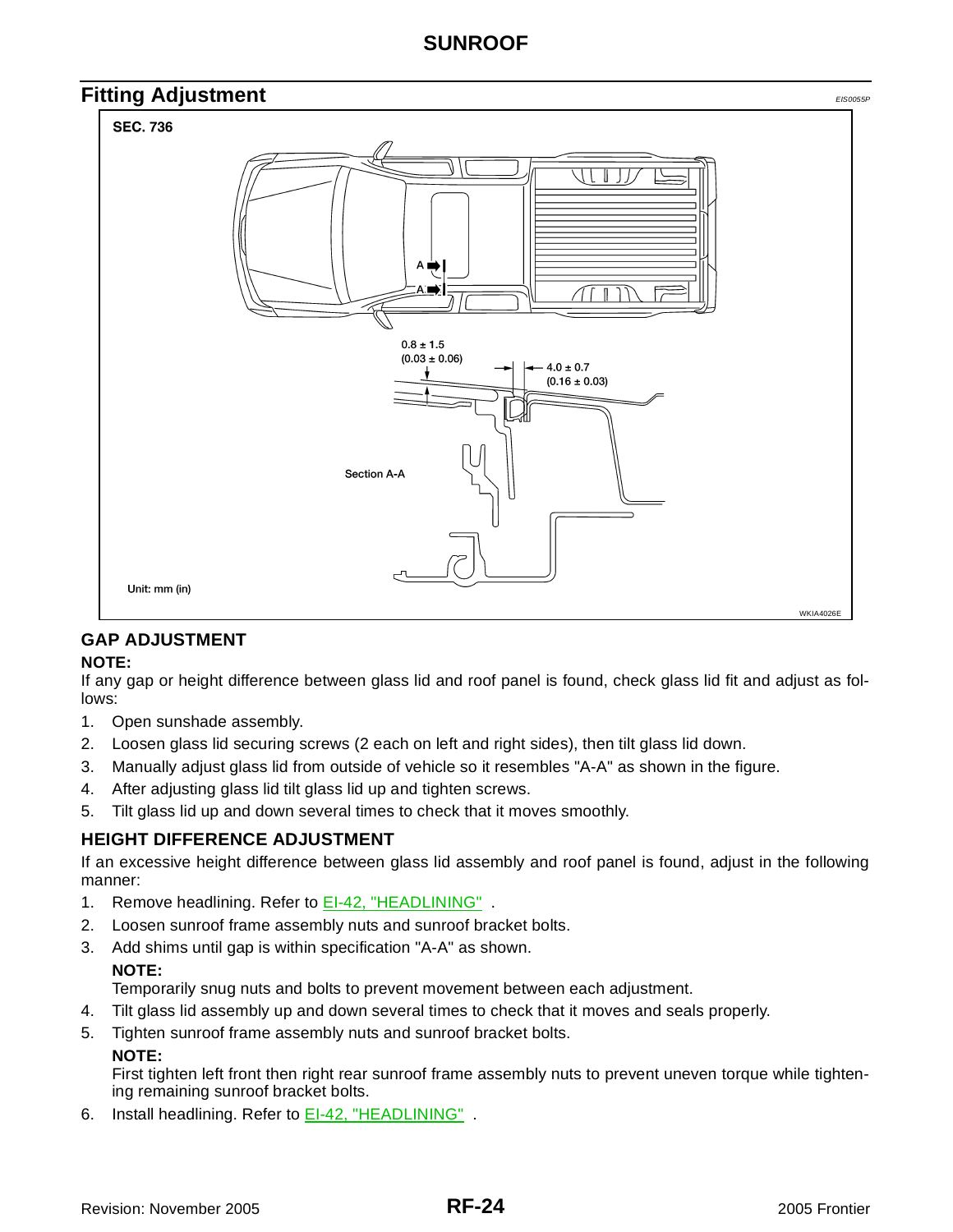## Fitting Adjustment

EIS0055P

SEC. 736

0.8 ± 1.5
(0.03 ± 0.06)

4.0 ± 0.7
(0.16 ± 0.03)

Section A-A

Unit: mm (in)

WKIA4026E

### GAP ADJUSTMENT

**NOTE:**

If any gap or height difference between glass lid and roof panel is found, check glass lid fit and adjust as follows:

1. Open sunshade assembly.
2. Loosen glass lid securing screws (2 each on left and right sides), then tilt glass lid down.
3. Manually adjust glass lid from outside of vehicle so it resembles "A-A" as shown in the figure.
4. After adjusting glass lid tilt glass lid up and tighten screws.
5. Tilt glass lid up and down several times to check that it moves smoothly.

### HEIGHT DIFFERENCE ADJUSTMENT

If an excessive height difference between glass lid assembly and roof panel is found, adjust in the following manner:

1. Remove headlining. Refer to EI-42, "HEADLINING" .
2. Loosen sunroof frame assembly nuts and sunroof bracket bolts.
3. Add shims until gap is within specification "A-A" as shown.

   **NOTE:**

   Temporarily snug nuts and bolts to prevent movement between each adjustment.
4. Tilt glass lid assembly up and down several times to check that it moves and seals properly.
5. Tighten sunroof frame assembly nuts and sunroof bracket bolts.

   **NOTE:**

   First tighten left front then right rear sunroof frame assembly nuts to prevent uneven torque while tightening remaining sunroof bracket bolts.
6. Install headlining. Refer to EI-42, "HEADLINING" .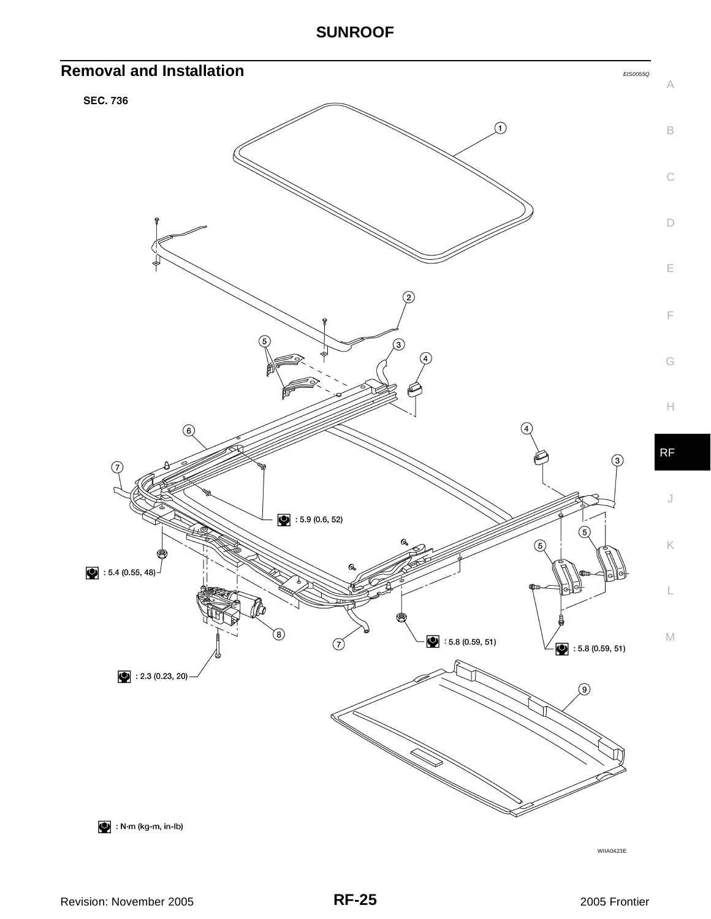## Removal and Installation

EIS0055Q

SEC. 736

: 5.9 (0.6, 52)

: 5.4 (0.55, 48)

: 5.8 (0.59, 51)

: 5.8 (0.59, 51)

: 2.3 (0.23, 20)

: N·m (kg-m, in-lb)

WIIA0423E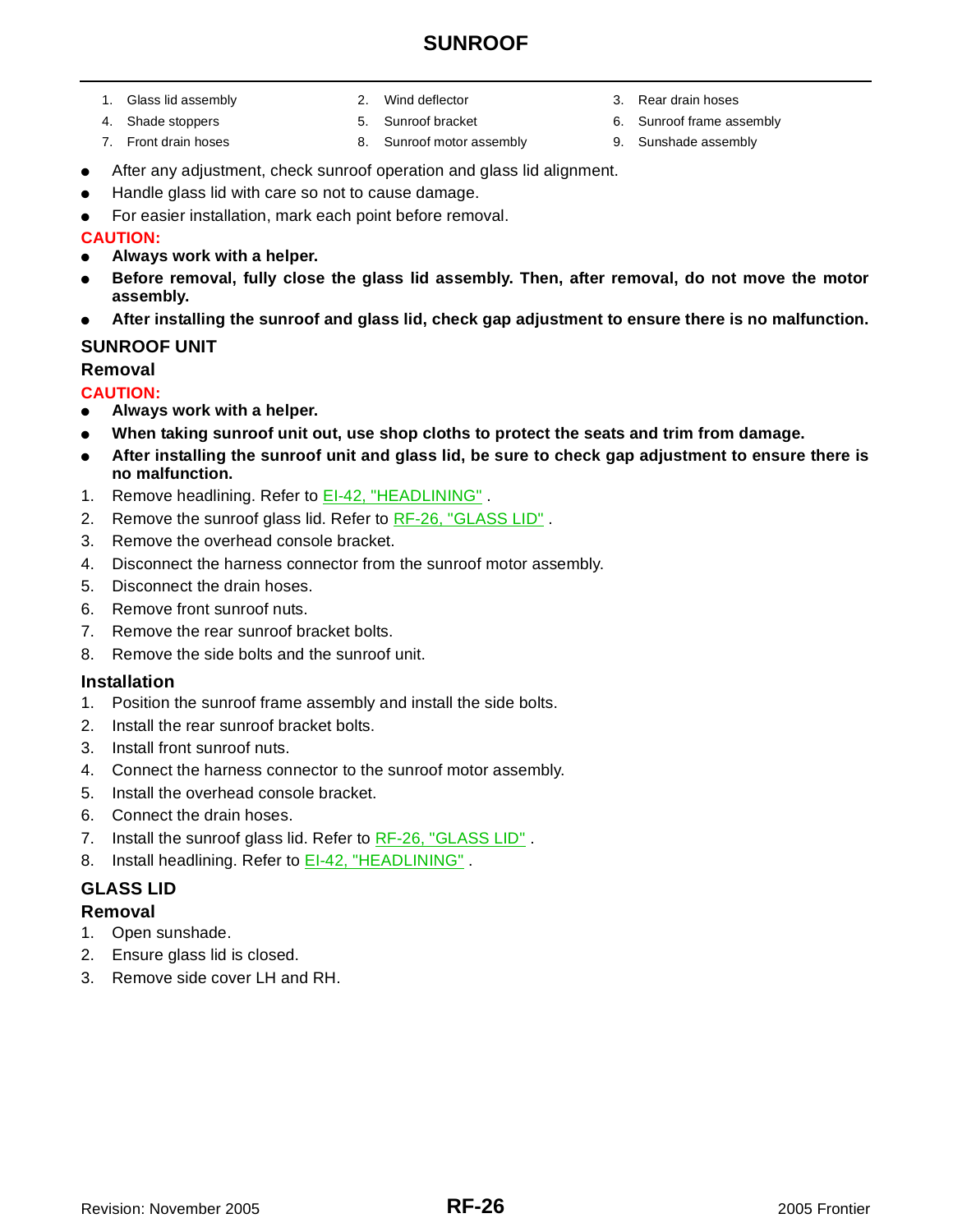# SUNROOF

1. Glass lid assembly
2. Wind deflector
3. Rear drain hoses
4. Shade stoppers
5. Sunroof bracket
6. Sunroof frame assembly
7. Front drain hoses
8. Sunroof motor assembly
9. Sunshade assembly

- After any adjustment, check sunroof operation and glass lid alignment.
- Handle glass lid with care so not to cause damage.
- For easier installation, mark each point before removal.

**CAUTION:**

- **Always work with a helper.**
- **Before removal, fully close the glass lid assembly. Then, after removal, do not move the motor assembly.**
- **After installing the sunroof and glass lid, check gap adjustment to ensure there is no malfunction.**

## SUNROOF UNIT

### Removal

**CAUTION:**

- **Always work with a helper.**
- **When taking sunroof unit out, use shop cloths to protect the seats and trim from damage.**
- **After installing the sunroof unit and glass lid, be sure to check gap adjustment to ensure there is no malfunction.**

1. Remove headlining. Refer to EI-42, "HEADLINING" .
2. Remove the sunroof glass lid. Refer to RF-26, "GLASS LID" .
3. Remove the overhead console bracket.
4. Disconnect the harness connector from the sunroof motor assembly.
5. Disconnect the drain hoses.
6. Remove front sunroof nuts.
7. Remove the rear sunroof bracket bolts.
8. Remove the side bolts and the sunroof unit.

### Installation

1. Position the sunroof frame assembly and install the side bolts.
2. Install the rear sunroof bracket bolts.
3. Install front sunroof nuts.
4. Connect the harness connector to the sunroof motor assembly.
5. Install the overhead console bracket.
6. Connect the drain hoses.
7. Install the sunroof glass lid. Refer to RF-26, "GLASS LID" .
8. Install headlining. Refer to EI-42, "HEADLINING" .

## GLASS LID

### Removal

1. Open sunshade.
2. Ensure glass lid is closed.
3. Remove side cover LH and RH.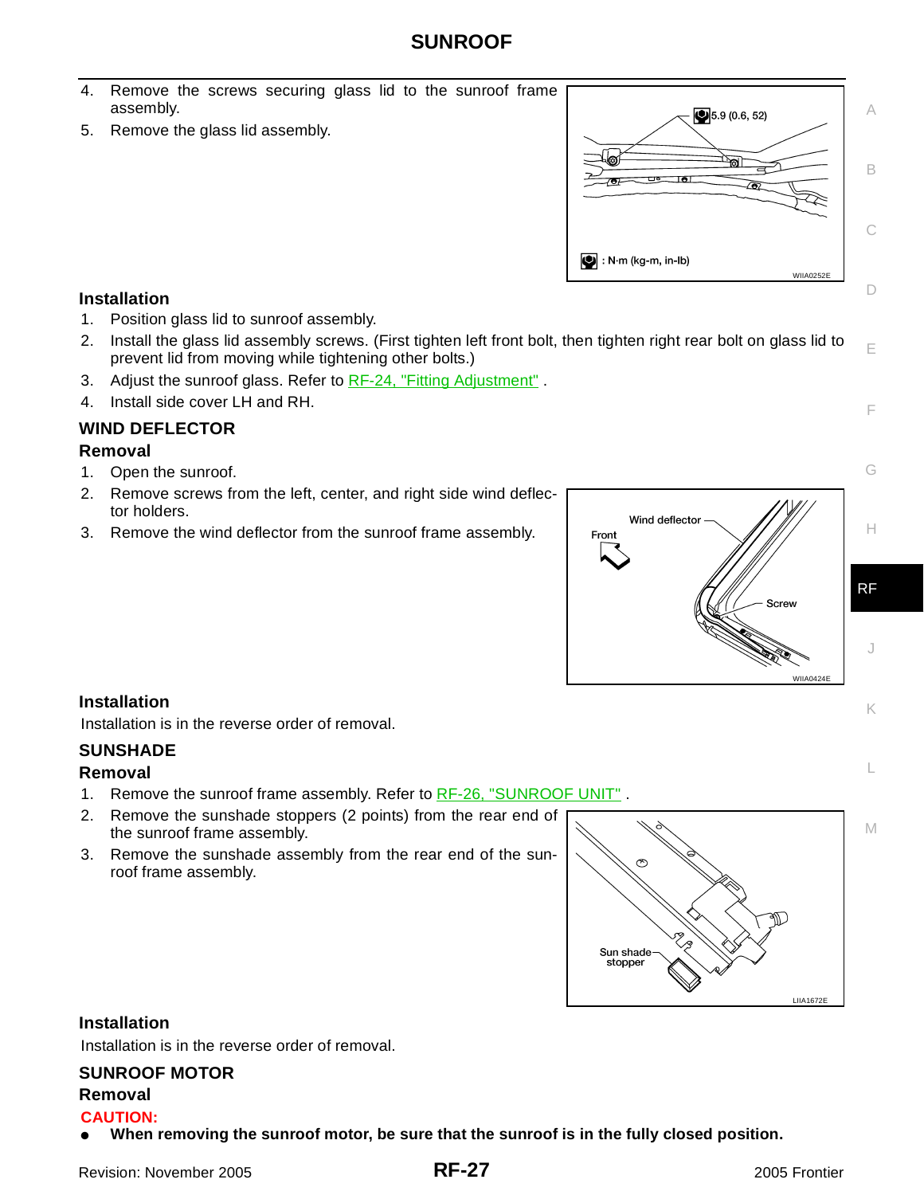4. Remove the screws securing glass lid to the sunroof frame assembly.
5. Remove the glass lid assembly.

### Installation

1. Position glass lid to sunroof assembly.
2. Install the glass lid assembly screws. (First tighten left front bolt, then tighten right rear bolt on glass lid to prevent lid from moving while tightening other bolts.)
3. Adjust the sunroof glass. Refer to RF-24, "Fitting Adjustment" .
4. Install side cover LH and RH.

## WIND DEFLECTOR

### Removal

1. Open the sunroof.
2. Remove screws from the left, center, and right side wind deflector holders.
3. Remove the wind deflector from the sunroof frame assembly.

### Installation

Installation is in the reverse order of removal.

## SUNSHADE

### Removal

1. Remove the sunroof frame assembly. Refer to RF-26, "SUNROOF UNIT" .
2. Remove the sunshade stoppers (2 points) from the rear end of the sunroof frame assembly.
3. Remove the sunshade assembly from the rear end of the sunroof frame assembly.

### Installation

Installation is in the reverse order of removal.

## SUNROOF MOTOR

### Removal

**CAUTION:**

- **When removing the sunroof motor, be sure that the sunroof is in the fully closed position.**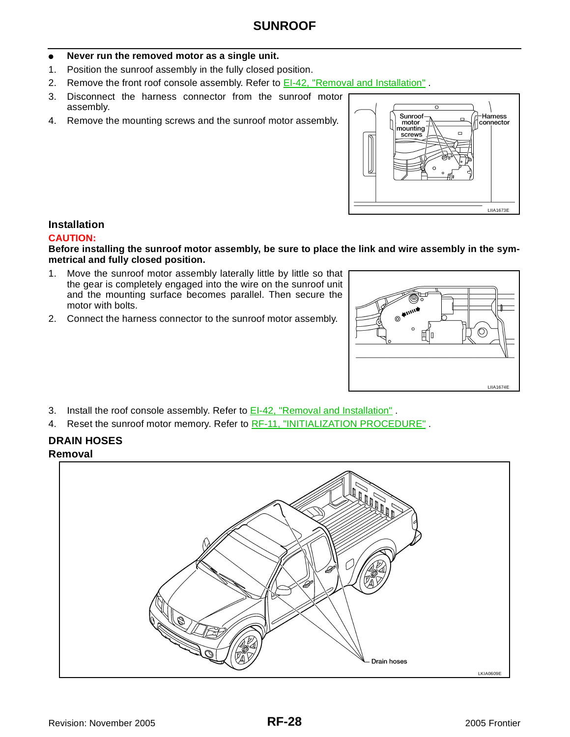- **Never run the removed motor as a single unit.**

1. Position the sunroof assembly in the fully closed position.
2. Remove the front roof console assembly. Refer to EI-42, "Removal and Installation" .
3. Disconnect the harness connector from the sunroof motor assembly.
4. Remove the mounting screws and the sunroof motor assembly.

Sunroof motor mounting screws
Harness connector
LIIA1673E

### Installation

**CAUTION:**

**Before installing the sunroof motor assembly, be sure to place the link and wire assembly in the symmetrical and fully closed position.**

1. Move the sunroof motor assembly laterally little by little so that the gear is completely engaged into the wire on the sunroof unit and the mounting surface becomes parallel. Then secure the motor with bolts.
2. Connect the harness connector to the sunroof motor assembly.

LIIA1674E

3. Install the roof console assembly. Refer to EI-42, "Removal and Installation" .
4. Reset the sunroof motor memory. Refer to RF-11, "INITIALIZATION PROCEDURE" .

## DRAIN HOSES

### Removal

Drain hoses
LKIA0609E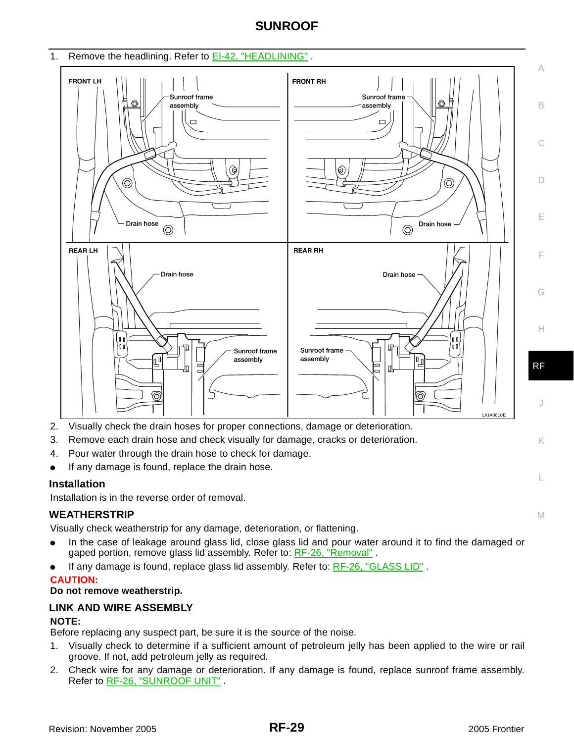1. Remove the headlining. Refer to EI-42, "HEADLINING" .

FRONT LH

Sunroof frame assembly

Drain hose

FRONT RH

Sunroof frame assembly

Drain hose

REAR LH

Drain hose

Sunroof frame assembly

REAR RH

Drain hose

Sunroof frame assembly

LKIA0610E

2. Visually check the drain hoses for proper connections, damage or deterioration.
3. Remove each drain hose and check visually for damage, cracks or deterioration.
4. Pour water through the drain hose to check for damage.

- If any damage is found, replace the drain hose.

### Installation

Installation is in the reverse order of removal.

## WEATHERSTRIP

Visually check weatherstrip for any damage, deterioration, or flattening.

- In the case of leakage around glass lid, close glass lid and pour water around it to find the damaged or gaped portion, remove glass lid assembly. Refer to: RF-26, "Removal" .
- If any damage is found, replace glass lid assembly. Refer to: RF-26, "GLASS LID" .

**CAUTION:**

**Do not remove weatherstrip.**

## LINK AND WIRE ASSEMBLY

**NOTE:**

Before replacing any suspect part, be sure it is the source of the noise.

1. Visually check to determine if a sufficient amount of petroleum jelly has been applied to the wire or rail groove. If not, add petroleum jelly as required.
2. Check wire for any damage or deterioration. If any damage is found, replace sunroof frame assembly. Refer to RF-26, "SUNROOF UNIT" .